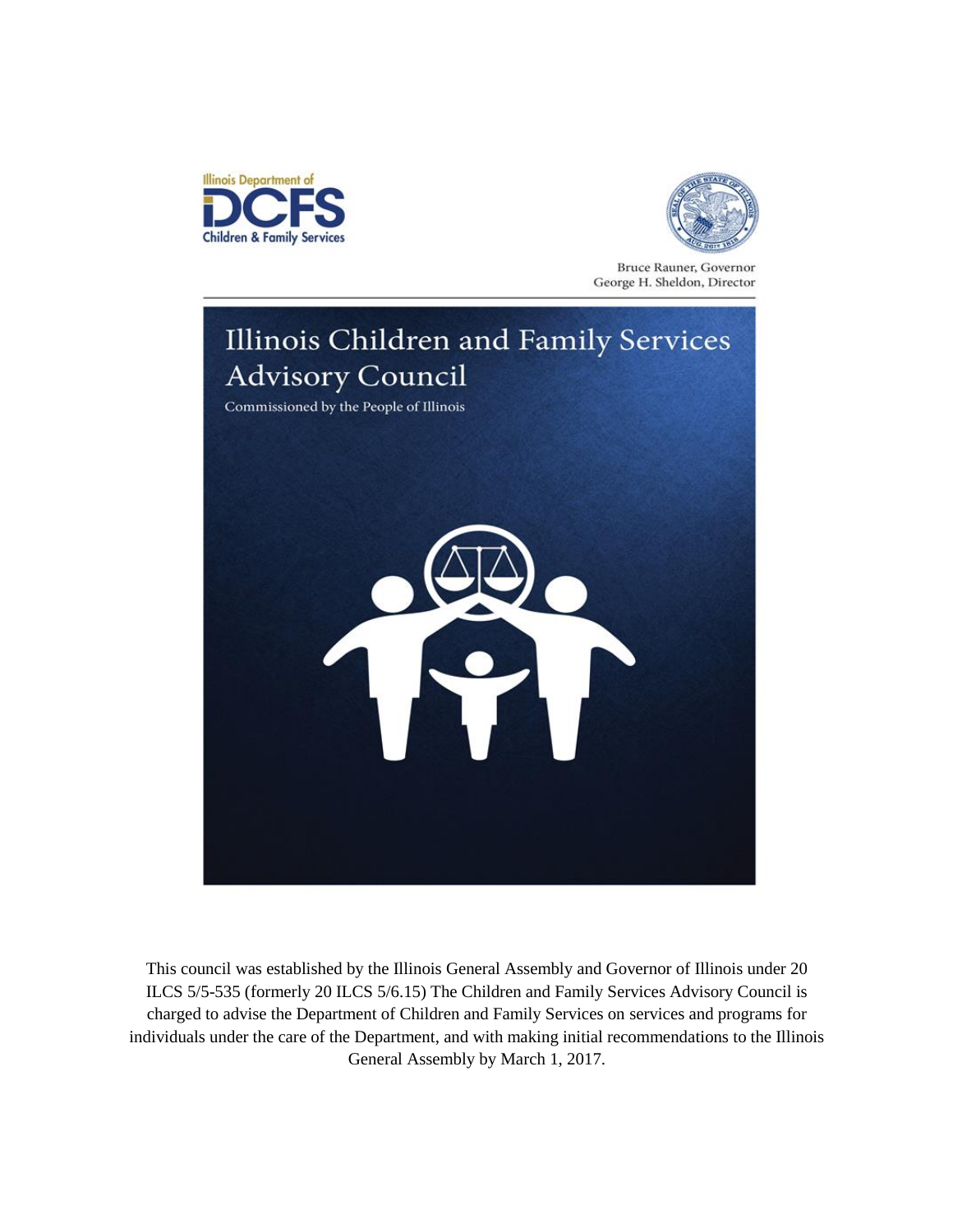Illinois Department of

DCFS

Children & Family Services

Bruce Rauner, Governor
George H. Sheldon, Director

# Illinois Children and Family Services Advisory Council

Commissioned by the People of Illinois

This council was established by the Illinois General Assembly and Governor of Illinois under 20 ILCS 5/5-535 (formerly 20 ILCS 5/6.15) The Children and Family Services Advisory Council is charged to advise the Department of Children and Family Services on services and programs for individuals under the care of the Department, and with making initial recommendations to the Illinois General Assembly by March 1, 2017.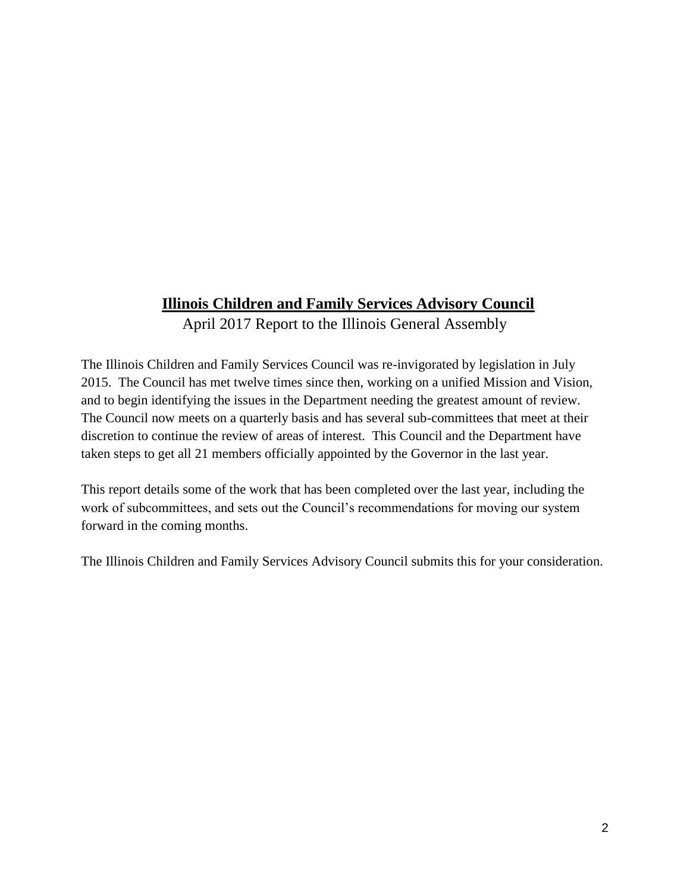# **Illinois Children and Family Services Advisory Council**

April 2017 Report to the Illinois General Assembly

The Illinois Children and Family Services Council was re-invigorated by legislation in July 2015. The Council has met twelve times since then, working on a unified Mission and Vision, and to begin identifying the issues in the Department needing the greatest amount of review. The Council now meets on a quarterly basis and has several sub-committees that meet at their discretion to continue the review of areas of interest. This Council and the Department have taken steps to get all 21 members officially appointed by the Governor in the last year.

This report details some of the work that has been completed over the last year, including the work of subcommittees, and sets out the Council's recommendations for moving our system forward in the coming months.

The Illinois Children and Family Services Advisory Council submits this for your consideration.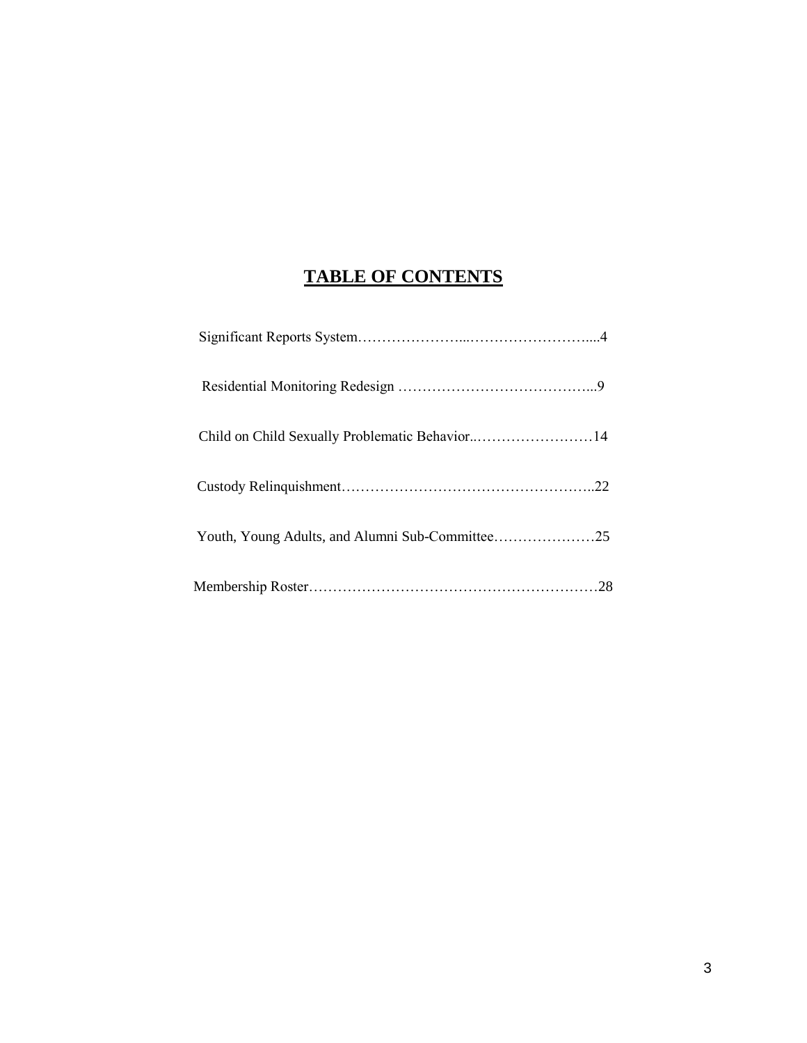# TABLE OF CONTENTS

Significant Reports System…………………...……………………....4

Residential Monitoring Redesign …………………………………...9

Child on Child Sexually Problematic Behavior..……………………14

Custody Relinquishment……………………………………………..22

Youth, Young Adults, and Alumni Sub-Committee…………………25

Membership Roster……………………………………………………28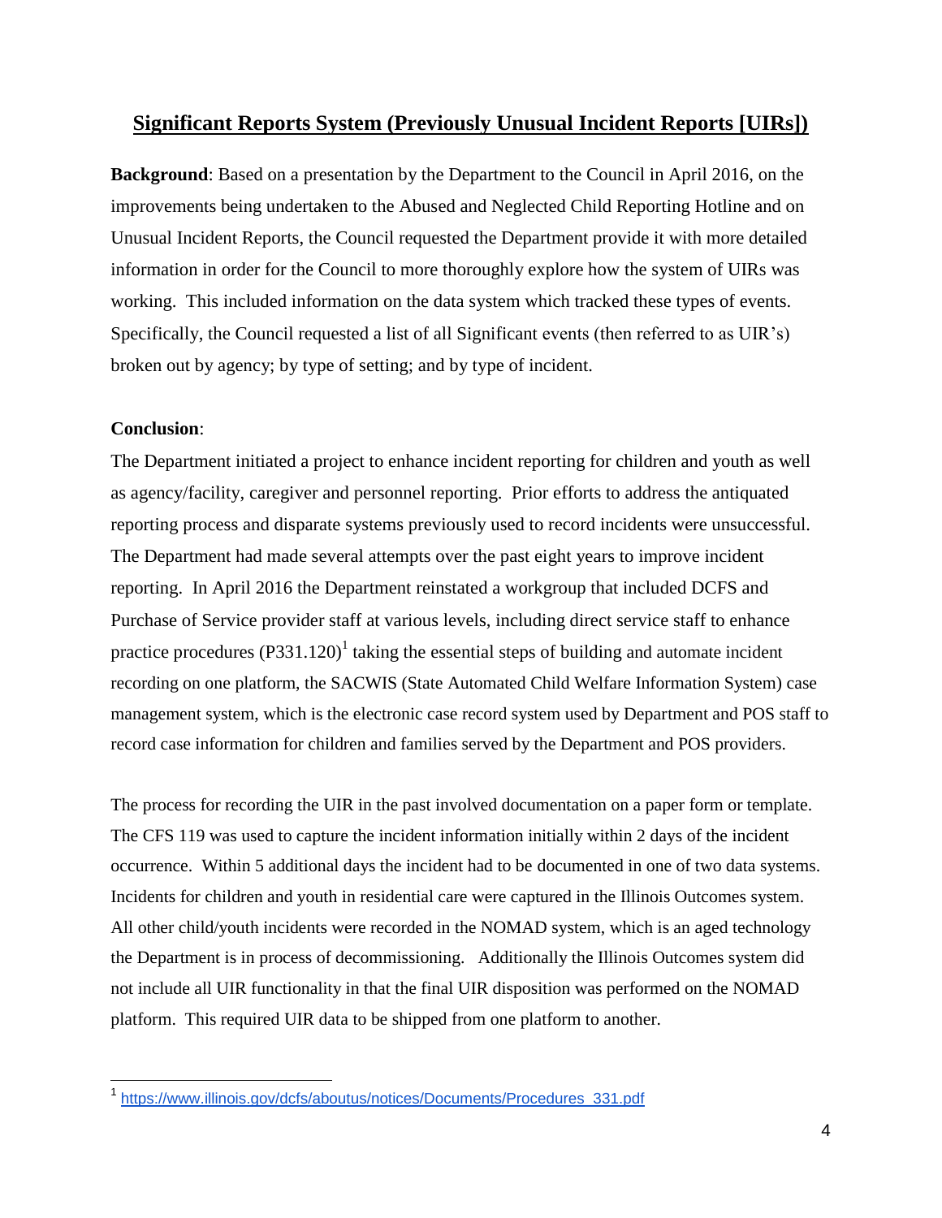## Significant Reports System (Previously Unusual Incident Reports [UIRs])

**Background**: Based on a presentation by the Department to the Council in April 2016, on the improvements being undertaken to the Abused and Neglected Child Reporting Hotline and on Unusual Incident Reports, the Council requested the Department provide it with more detailed information in order for the Council to more thoroughly explore how the system of UIRs was working. This included information on the data system which tracked these types of events. Specifically, the Council requested a list of all Significant events (then referred to as UIR's) broken out by agency; by type of setting; and by type of incident.

**Conclusion**:

The Department initiated a project to enhance incident reporting for children and youth as well as agency/facility, caregiver and personnel reporting. Prior efforts to address the antiquated reporting process and disparate systems previously used to record incidents were unsuccessful. The Department had made several attempts over the past eight years to improve incident reporting. In April 2016 the Department reinstated a workgroup that included DCFS and Purchase of Service provider staff at various levels, including direct service staff to enhance practice procedures (P331.120)[1] taking the essential steps of building and automate incident recording on one platform, the SACWIS (State Automated Child Welfare Information System) case management system, which is the electronic case record system used by Department and POS staff to record case information for children and families served by the Department and POS providers.

The process for recording the UIR in the past involved documentation on a paper form or template. The CFS 119 was used to capture the incident information initially within 2 days of the incident occurrence. Within 5 additional days the incident had to be documented in one of two data systems. Incidents for children and youth in residential care were captured in the Illinois Outcomes system. All other child/youth incidents were recorded in the NOMAD system, which is an aged technology the Department is in process of decommissioning. Additionally the Illinois Outcomes system did not include all UIR functionality in that the final UIR disposition was performed on the NOMAD platform. This required UIR data to be shipped from one platform to another.

[1] https://www.illinois.gov/dcfs/aboutus/notices/Documents/Procedures_331.pdf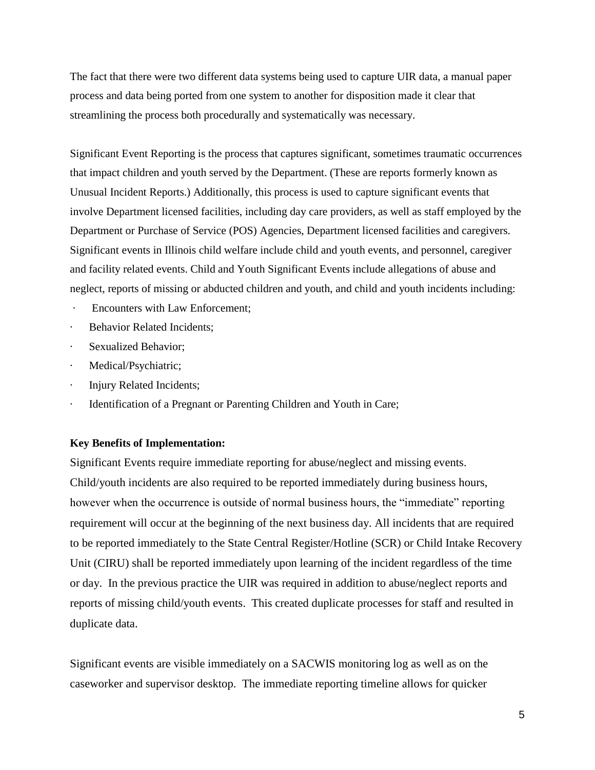The fact that there were two different data systems being used to capture UIR data, a manual paper process and data being ported from one system to another for disposition made it clear that streamlining the process both procedurally and systematically was necessary.

Significant Event Reporting is the process that captures significant, sometimes traumatic occurrences that impact children and youth served by the Department. (These are reports formerly known as Unusual Incident Reports.) Additionally, this process is used to capture significant events that involve Department licensed facilities, including day care providers, as well as staff employed by the Department or Purchase of Service (POS) Agencies, Department licensed facilities and caregivers. Significant events in Illinois child welfare include child and youth events, and personnel, caregiver and facility related events. Child and Youth Significant Events include allegations of abuse and neglect, reports of missing or abducted children and youth, and child and youth incidents including:

- Encounters with Law Enforcement;
- Behavior Related Incidents;
- Sexualized Behavior;
- Medical/Psychiatric;
- Injury Related Incidents;
- Identification of a Pregnant or Parenting Children and Youth in Care;

**Key Benefits of Implementation:**

Significant Events require immediate reporting for abuse/neglect and missing events. Child/youth incidents are also required to be reported immediately during business hours, however when the occurrence is outside of normal business hours, the "immediate" reporting requirement will occur at the beginning of the next business day. All incidents that are required to be reported immediately to the State Central Register/Hotline (SCR) or Child Intake Recovery Unit (CIRU) shall be reported immediately upon learning of the incident regardless of the time or day. In the previous practice the UIR was required in addition to abuse/neglect reports and reports of missing child/youth events. This created duplicate processes for staff and resulted in duplicate data.

Significant events are visible immediately on a SACWIS monitoring log as well as on the caseworker and supervisor desktop. The immediate reporting timeline allows for quicker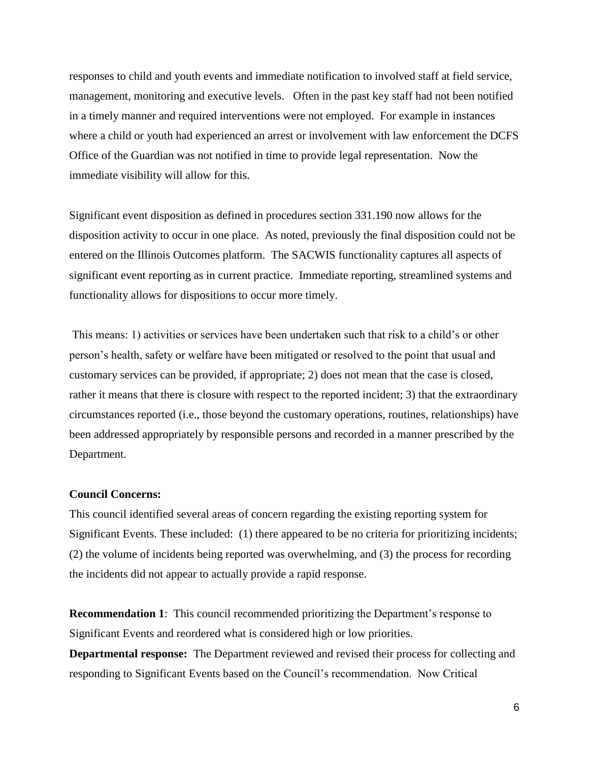responses to child and youth events and immediate notification to involved staff at field service, management, monitoring and executive levels. Often in the past key staff had not been notified in a timely manner and required interventions were not employed. For example in instances where a child or youth had experienced an arrest or involvement with law enforcement the DCFS Office of the Guardian was not notified in time to provide legal representation. Now the immediate visibility will allow for this.

Significant event disposition as defined in procedures section 331.190 now allows for the disposition activity to occur in one place. As noted, previously the final disposition could not be entered on the Illinois Outcomes platform. The SACWIS functionality captures all aspects of significant event reporting as in current practice. Immediate reporting, streamlined systems and functionality allows for dispositions to occur more timely.

This means: 1) activities or services have been undertaken such that risk to a child's or other person's health, safety or welfare have been mitigated or resolved to the point that usual and customary services can be provided, if appropriate; 2) does not mean that the case is closed, rather it means that there is closure with respect to the reported incident; 3) that the extraordinary circumstances reported (i.e., those beyond the customary operations, routines, relationships) have been addressed appropriately by responsible persons and recorded in a manner prescribed by the Department.

**Council Concerns:**

This council identified several areas of concern regarding the existing reporting system for Significant Events. These included: (1) there appeared to be no criteria for prioritizing incidents; (2) the volume of incidents being reported was overwhelming, and (3) the process for recording the incidents did not appear to actually provide a rapid response.

**Recommendation 1**: This council recommended prioritizing the Department's response to Significant Events and reordered what is considered high or low priorities.

**Departmental response:** The Department reviewed and revised their process for collecting and responding to Significant Events based on the Council's recommendation. Now Critical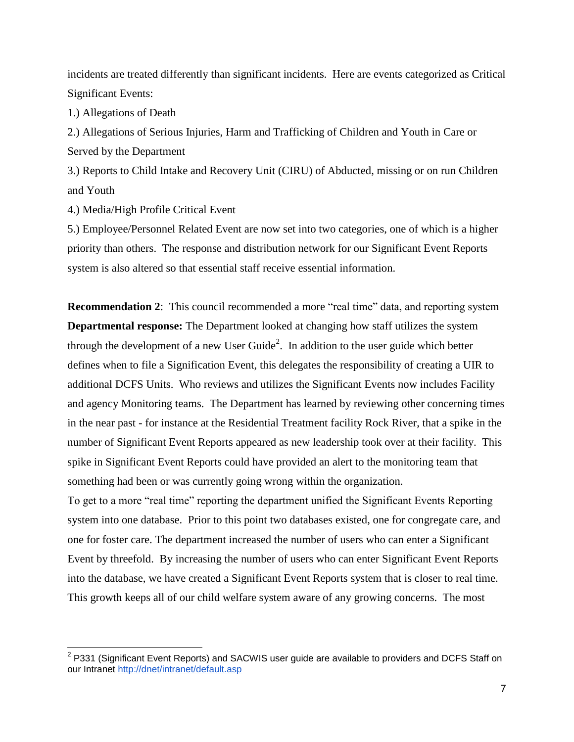incidents are treated differently than significant incidents. Here are events categorized as Critical Significant Events:

1.) Allegations of Death

2.) Allegations of Serious Injuries, Harm and Trafficking of Children and Youth in Care or Served by the Department

3.) Reports to Child Intake and Recovery Unit (CIRU) of Abducted, missing or on run Children and Youth

4.) Media/High Profile Critical Event

5.) Employee/Personnel Related Event are now set into two categories, one of which is a higher priority than others. The response and distribution network for our Significant Event Reports system is also altered so that essential staff receive essential information.

**Recommendation 2**: This council recommended a more "real time" data, and reporting system

**Departmental response:** The Department looked at changing how staff utilizes the system through the development of a new User Guide[2]. In addition to the user guide which better defines when to file a Signification Event, this delegates the responsibility of creating a UIR to additional DCFS Units. Who reviews and utilizes the Significant Events now includes Facility and agency Monitoring teams. The Department has learned by reviewing other concerning times in the near past - for instance at the Residential Treatment facility Rock River, that a spike in the number of Significant Event Reports appeared as new leadership took over at their facility. This spike in Significant Event Reports could have provided an alert to the monitoring team that something had been or was currently going wrong within the organization.

To get to a more "real time" reporting the department unified the Significant Events Reporting system into one database. Prior to this point two databases existed, one for congregate care, and one for foster care. The department increased the number of users who can enter a Significant Event by threefold. By increasing the number of users who can enter Significant Event Reports into the database, we have created a Significant Event Reports system that is closer to real time. This growth keeps all of our child welfare system aware of any growing concerns. The most

---

[2] P331 (Significant Event Reports) and SACWIS user guide are available to providers and DCFS Staff on our Intranet http://dnet/intranet/default.asp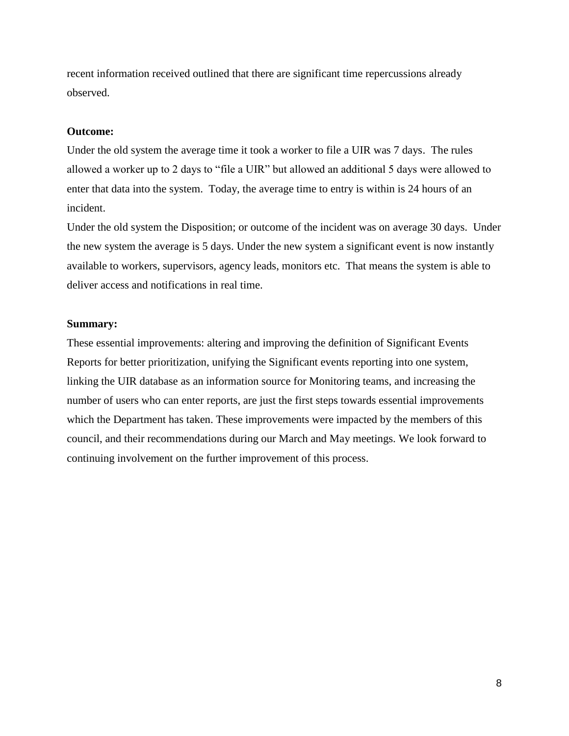recent information received outlined that there are significant time repercussions already observed.

**Outcome:**

Under the old system the average time it took a worker to file a UIR was 7 days. The rules allowed a worker up to 2 days to "file a UIR" but allowed an additional 5 days were allowed to enter that data into the system. Today, the average time to entry is within is 24 hours of an incident.

Under the old system the Disposition; or outcome of the incident was on average 30 days. Under the new system the average is 5 days. Under the new system a significant event is now instantly available to workers, supervisors, agency leads, monitors etc. That means the system is able to deliver access and notifications in real time.

**Summary:**

These essential improvements: altering and improving the definition of Significant Events Reports for better prioritization, unifying the Significant events reporting into one system, linking the UIR database as an information source for Monitoring teams, and increasing the number of users who can enter reports, are just the first steps towards essential improvements which the Department has taken. These improvements were impacted by the members of this council, and their recommendations during our March and May meetings. We look forward to continuing involvement on the further improvement of this process.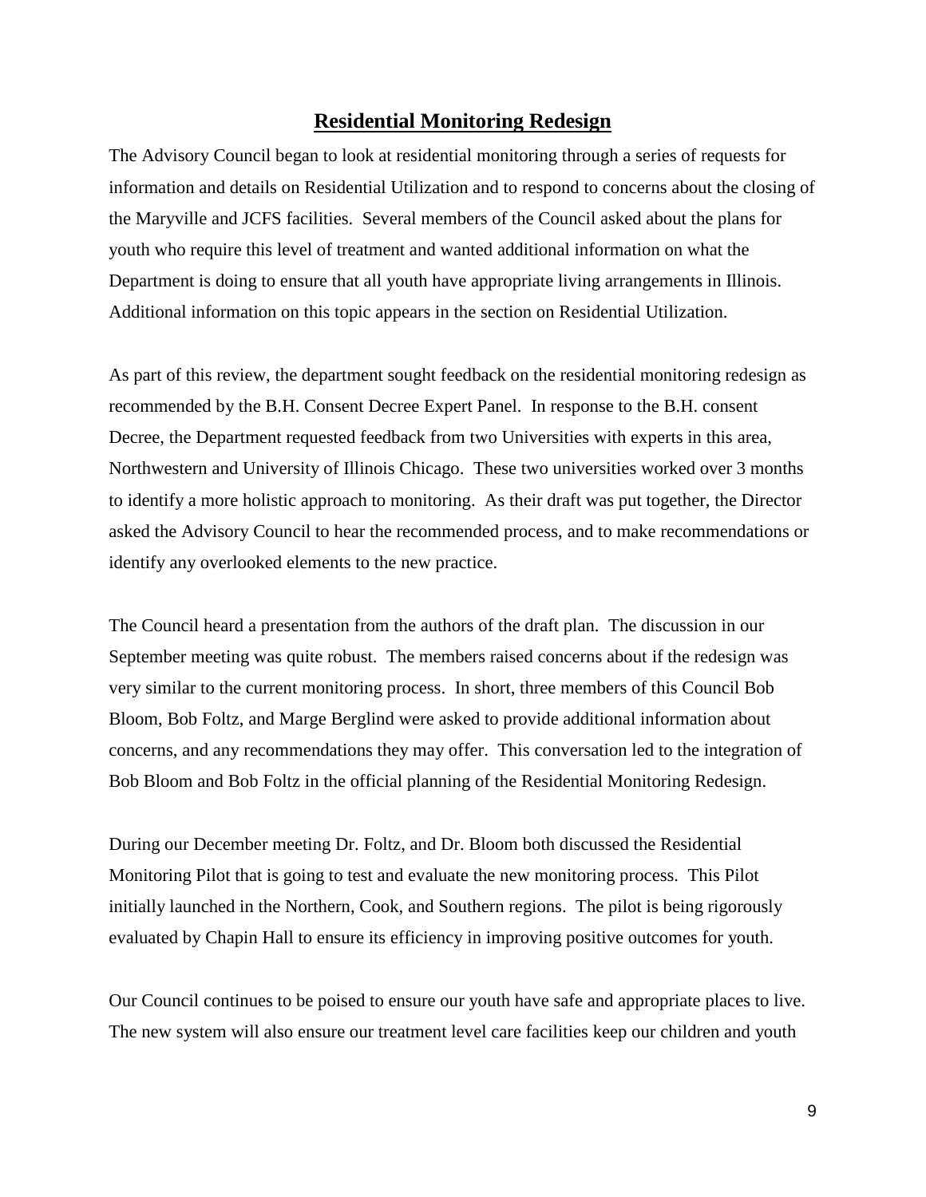# Residential Monitoring Redesign

The Advisory Council began to look at residential monitoring through a series of requests for information and details on Residential Utilization and to respond to concerns about the closing of the Maryville and JCFS facilities. Several members of the Council asked about the plans for youth who require this level of treatment and wanted additional information on what the Department is doing to ensure that all youth have appropriate living arrangements in Illinois. Additional information on this topic appears in the section on Residential Utilization.

As part of this review, the department sought feedback on the residential monitoring redesign as recommended by the B.H. Consent Decree Expert Panel. In response to the B.H. consent Decree, the Department requested feedback from two Universities with experts in this area, Northwestern and University of Illinois Chicago. These two universities worked over 3 months to identify a more holistic approach to monitoring. As their draft was put together, the Director asked the Advisory Council to hear the recommended process, and to make recommendations or identify any overlooked elements to the new practice.

The Council heard a presentation from the authors of the draft plan. The discussion in our September meeting was quite robust. The members raised concerns about if the redesign was very similar to the current monitoring process. In short, three members of this Council Bob Bloom, Bob Foltz, and Marge Berglind were asked to provide additional information about concerns, and any recommendations they may offer. This conversation led to the integration of Bob Bloom and Bob Foltz in the official planning of the Residential Monitoring Redesign.

During our December meeting Dr. Foltz, and Dr. Bloom both discussed the Residential Monitoring Pilot that is going to test and evaluate the new monitoring process. This Pilot initially launched in the Northern, Cook, and Southern regions. The pilot is being rigorously evaluated by Chapin Hall to ensure its efficiency in improving positive outcomes for youth.

Our Council continues to be poised to ensure our youth have safe and appropriate places to live. The new system will also ensure our treatment level care facilities keep our children and youth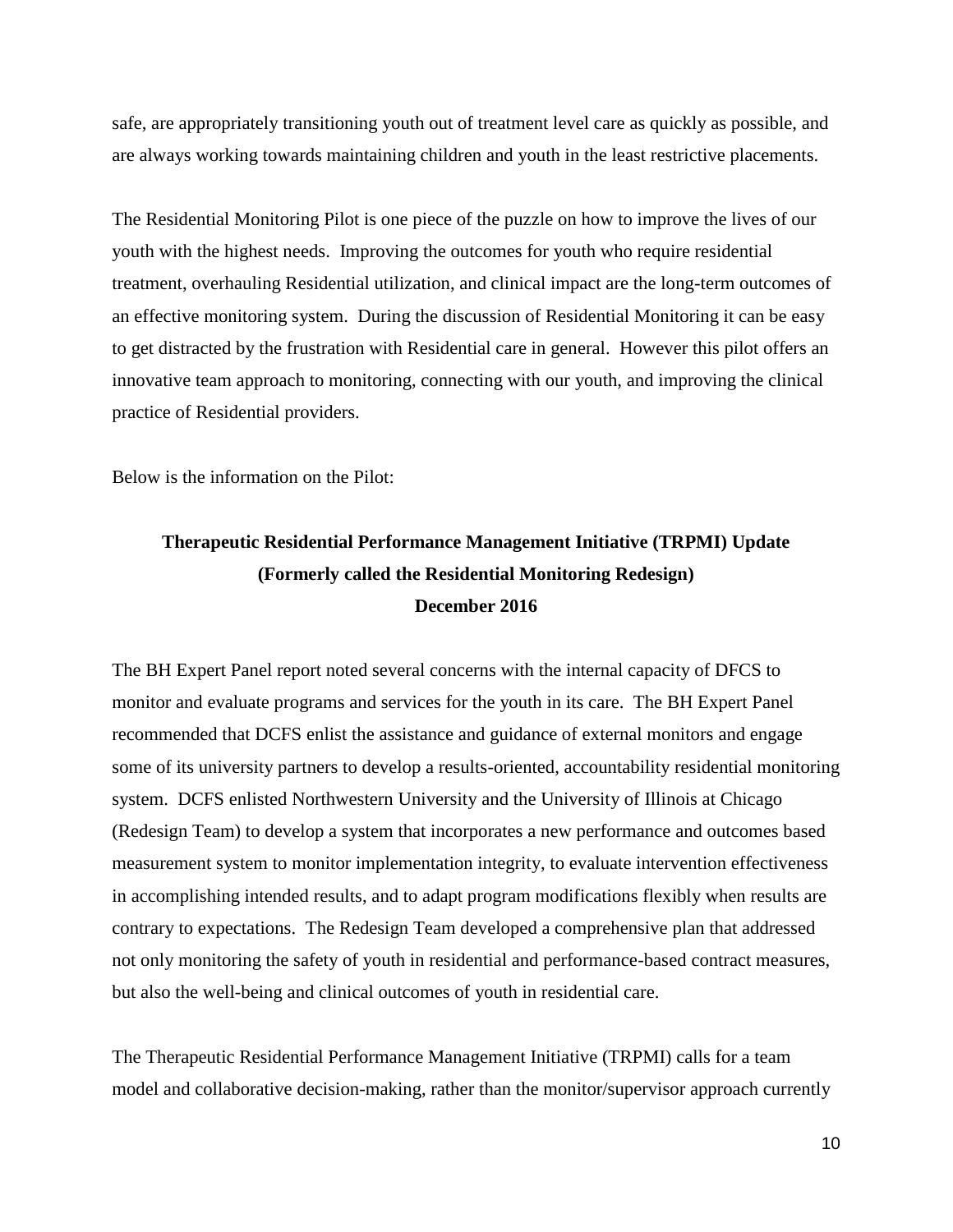safe, are appropriately transitioning youth out of treatment level care as quickly as possible, and are always working towards maintaining children and youth in the least restrictive placements.

The Residential Monitoring Pilot is one piece of the puzzle on how to improve the lives of our youth with the highest needs. Improving the outcomes for youth who require residential treatment, overhauling Residential utilization, and clinical impact are the long-term outcomes of an effective monitoring system. During the discussion of Residential Monitoring it can be easy to get distracted by the frustration with Residential care in general. However this pilot offers an innovative team approach to monitoring, connecting with our youth, and improving the clinical practice of Residential providers.

Below is the information on the Pilot:

**Therapeutic Residential Performance Management Initiative (TRPMI) Update**
**(Formerly called the Residential Monitoring Redesign)**
**December 2016**

The BH Expert Panel report noted several concerns with the internal capacity of DFCS to monitor and evaluate programs and services for the youth in its care. The BH Expert Panel recommended that DCFS enlist the assistance and guidance of external monitors and engage some of its university partners to develop a results-oriented, accountability residential monitoring system. DCFS enlisted Northwestern University and the University of Illinois at Chicago (Redesign Team) to develop a system that incorporates a new performance and outcomes based measurement system to monitor implementation integrity, to evaluate intervention effectiveness in accomplishing intended results, and to adapt program modifications flexibly when results are contrary to expectations. The Redesign Team developed a comprehensive plan that addressed not only monitoring the safety of youth in residential and performance-based contract measures, but also the well-being and clinical outcomes of youth in residential care.

The Therapeutic Residential Performance Management Initiative (TRPMI) calls for a team model and collaborative decision-making, rather than the monitor/supervisor approach currently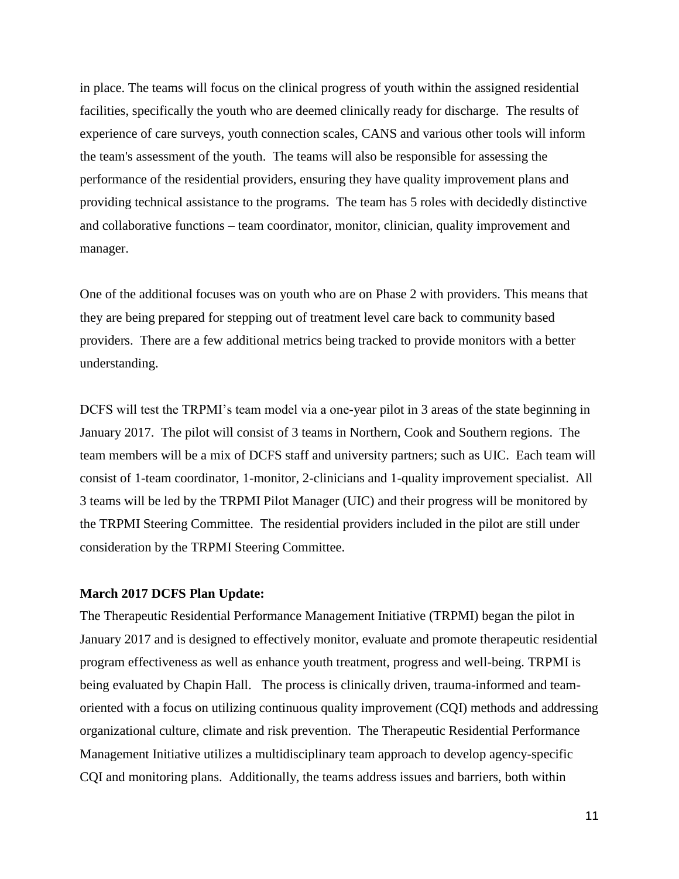in place. The teams will focus on the clinical progress of youth within the assigned residential facilities, specifically the youth who are deemed clinically ready for discharge. The results of experience of care surveys, youth connection scales, CANS and various other tools will inform the team's assessment of the youth. The teams will also be responsible for assessing the performance of the residential providers, ensuring they have quality improvement plans and providing technical assistance to the programs. The team has 5 roles with decidedly distinctive and collaborative functions – team coordinator, monitor, clinician, quality improvement and manager.

One of the additional focuses was on youth who are on Phase 2 with providers. This means that they are being prepared for stepping out of treatment level care back to community based providers. There are a few additional metrics being tracked to provide monitors with a better understanding.

DCFS will test the TRPMI's team model via a one-year pilot in 3 areas of the state beginning in January 2017. The pilot will consist of 3 teams in Northern, Cook and Southern regions. The team members will be a mix of DCFS staff and university partners; such as UIC. Each team will consist of 1-team coordinator, 1-monitor, 2-clinicians and 1-quality improvement specialist. All 3 teams will be led by the TRPMI Pilot Manager (UIC) and their progress will be monitored by the TRPMI Steering Committee. The residential providers included in the pilot are still under consideration by the TRPMI Steering Committee.

**March 2017 DCFS Plan Update:**

The Therapeutic Residential Performance Management Initiative (TRPMI) began the pilot in January 2017 and is designed to effectively monitor, evaluate and promote therapeutic residential program effectiveness as well as enhance youth treatment, progress and well-being. TRPMI is being evaluated by Chapin Hall. The process is clinically driven, trauma-informed and team-oriented with a focus on utilizing continuous quality improvement (CQI) methods and addressing organizational culture, climate and risk prevention. The Therapeutic Residential Performance Management Initiative utilizes a multidisciplinary team approach to develop agency-specific CQI and monitoring plans. Additionally, the teams address issues and barriers, both within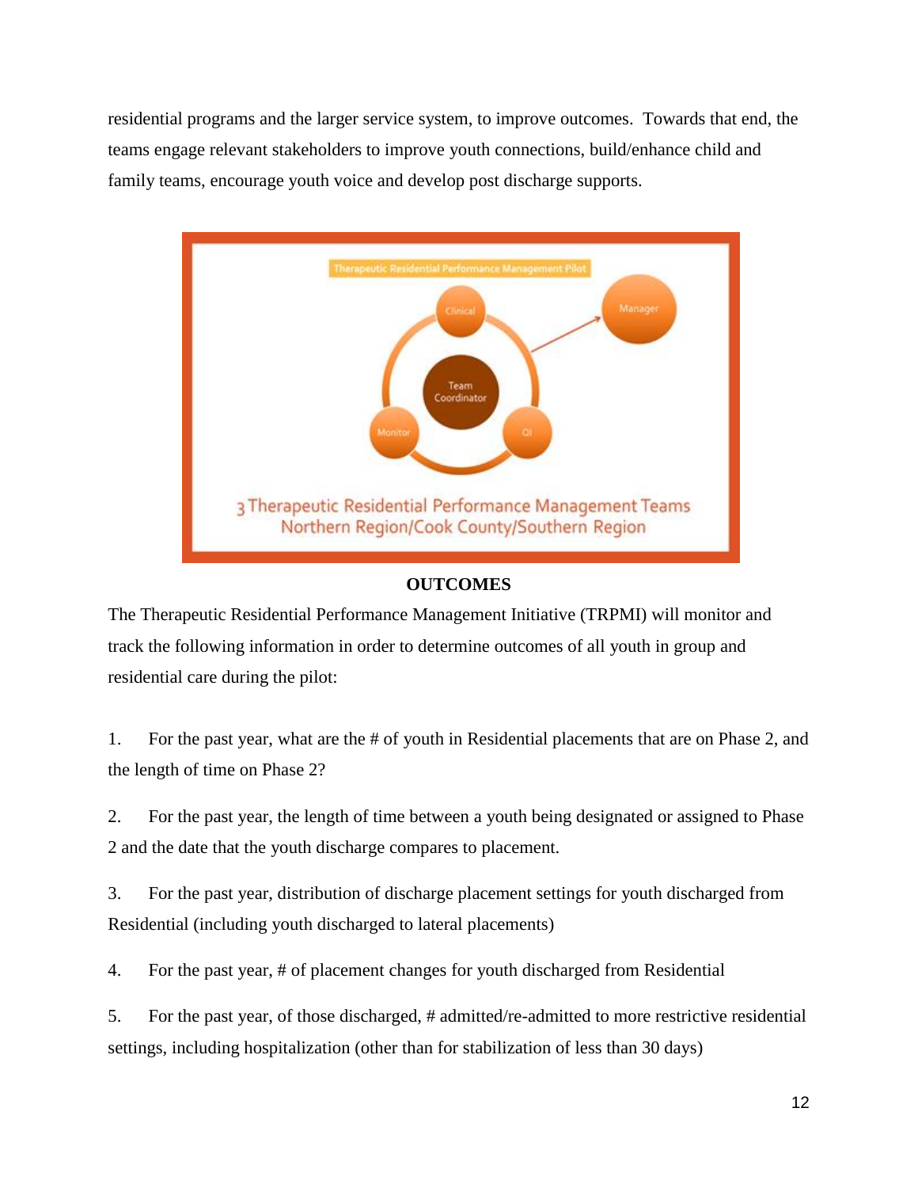residential programs and the larger service system, to improve outcomes. Towards that end, the teams engage relevant stakeholders to improve youth connections, build/enhance child and family teams, encourage youth voice and develop post discharge supports.

Therapeutic Residential Performance Management Pilot

Clinical — Manager — Team Coordinator — Monitor — QI

3 Therapeutic Residential Performance Management Teams
Northern Region/Cook County/Southern Region

## OUTCOMES

The Therapeutic Residential Performance Management Initiative (TRPMI) will monitor and track the following information in order to determine outcomes of all youth in group and residential care during the pilot:

1. For the past year, what are the # of youth in Residential placements that are on Phase 2, and the length of time on Phase 2?

2. For the past year, the length of time between a youth being designated or assigned to Phase 2 and the date that the youth discharge compares to placement.

3. For the past year, distribution of discharge placement settings for youth discharged from Residential (including youth discharged to lateral placements)

4. For the past year, # of placement changes for youth discharged from Residential

5. For the past year, of those discharged, # admitted/re-admitted to more restrictive residential settings, including hospitalization (other than for stabilization of less than 30 days)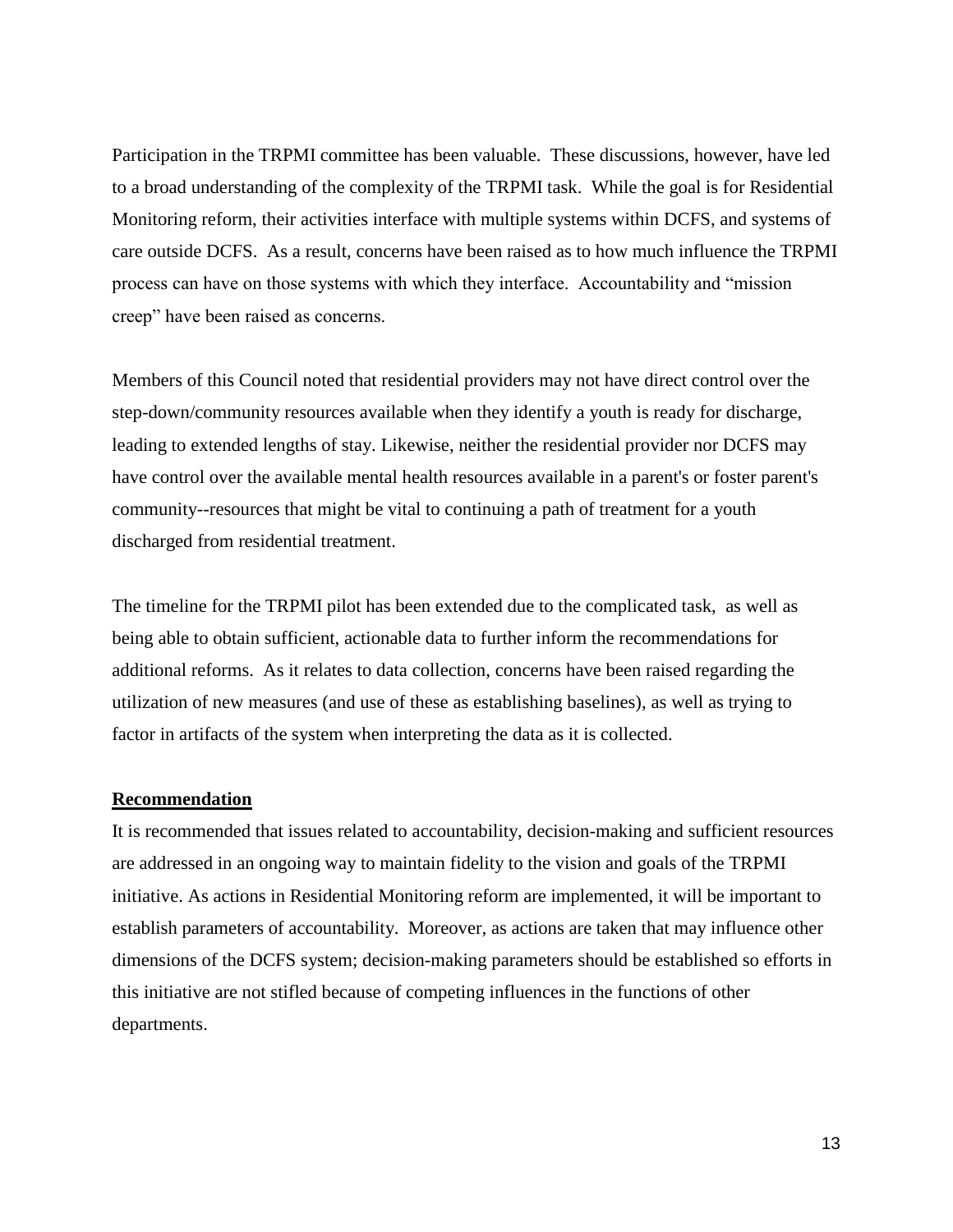Participation in the TRPMI committee has been valuable. These discussions, however, have led to a broad understanding of the complexity of the TRPMI task. While the goal is for Residential Monitoring reform, their activities interface with multiple systems within DCFS, and systems of care outside DCFS. As a result, concerns have been raised as to how much influence the TRPMI process can have on those systems with which they interface. Accountability and "mission creep" have been raised as concerns.

Members of this Council noted that residential providers may not have direct control over the step-down/community resources available when they identify a youth is ready for discharge, leading to extended lengths of stay. Likewise, neither the residential provider nor DCFS may have control over the available mental health resources available in a parent's or foster parent's community--resources that might be vital to continuing a path of treatment for a youth discharged from residential treatment.

The timeline for the TRPMI pilot has been extended due to the complicated task, as well as being able to obtain sufficient, actionable data to further inform the recommendations for additional reforms. As it relates to data collection, concerns have been raised regarding the utilization of new measures (and use of these as establishing baselines), as well as trying to factor in artifacts of the system when interpreting the data as it is collected.

**Recommendation**

It is recommended that issues related to accountability, decision-making and sufficient resources are addressed in an ongoing way to maintain fidelity to the vision and goals of the TRPMI initiative. As actions in Residential Monitoring reform are implemented, it will be important to establish parameters of accountability. Moreover, as actions are taken that may influence other dimensions of the DCFS system; decision-making parameters should be established so efforts in this initiative are not stifled because of competing influences in the functions of other departments.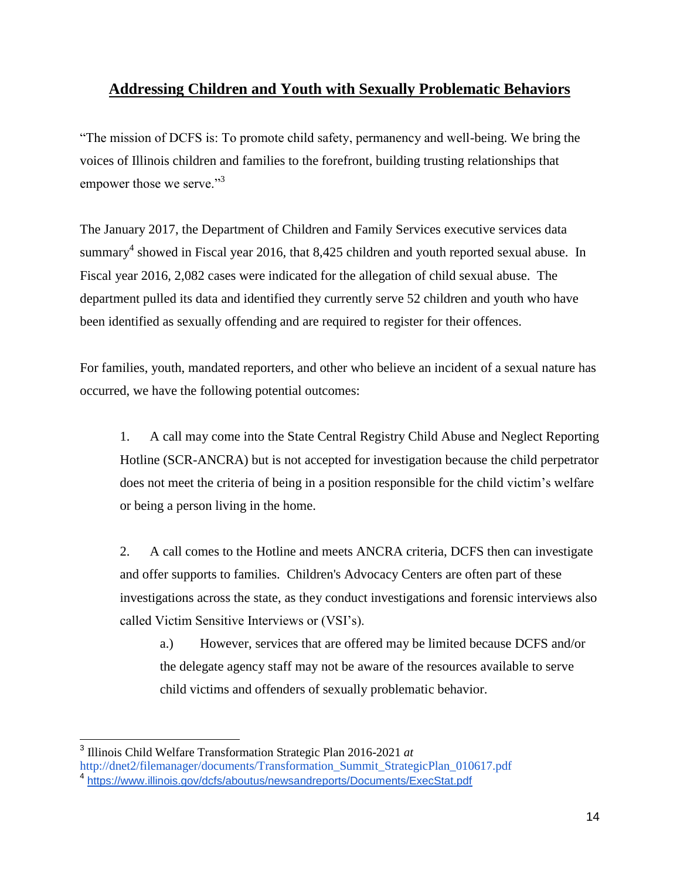## Addressing Children and Youth with Sexually Problematic Behaviors

"The mission of DCFS is: To promote child safety, permanency and well-being. We bring the voices of Illinois children and families to the forefront, building trusting relationships that empower those we serve."[3]

The January 2017, the Department of Children and Family Services executive services data summary[4] showed in Fiscal year 2016, that 8,425 children and youth reported sexual abuse. In Fiscal year 2016, 2,082 cases were indicated for the allegation of child sexual abuse. The department pulled its data and identified they currently serve 52 children and youth who have been identified as sexually offending and are required to register for their offences.

For families, youth, mandated reporters, and other who believe an incident of a sexual nature has occurred, we have the following potential outcomes:

1. A call may come into the State Central Registry Child Abuse and Neglect Reporting Hotline (SCR-ANCRA) but is not accepted for investigation because the child perpetrator does not meet the criteria of being in a position responsible for the child victim's welfare or being a person living in the home.

2. A call comes to the Hotline and meets ANCRA criteria, DCFS then can investigate and offer supports to families. Children's Advocacy Centers are often part of these investigations across the state, as they conduct investigations and forensic interviews also called Victim Sensitive Interviews or (VSI's).

    a.) However, services that are offered may be limited because DCFS and/or the delegate agency staff may not be aware of the resources available to serve child victims and offenders of sexually problematic behavior.

---

[3] Illinois Child Welfare Transformation Strategic Plan 2016-2021 *at* http://dnet2/filemanager/documents/Transformation_Summit_StrategicPlan_010617.pdf

[4] https://www.illinois.gov/dcfs/aboutus/newsandreports/Documents/ExecStat.pdf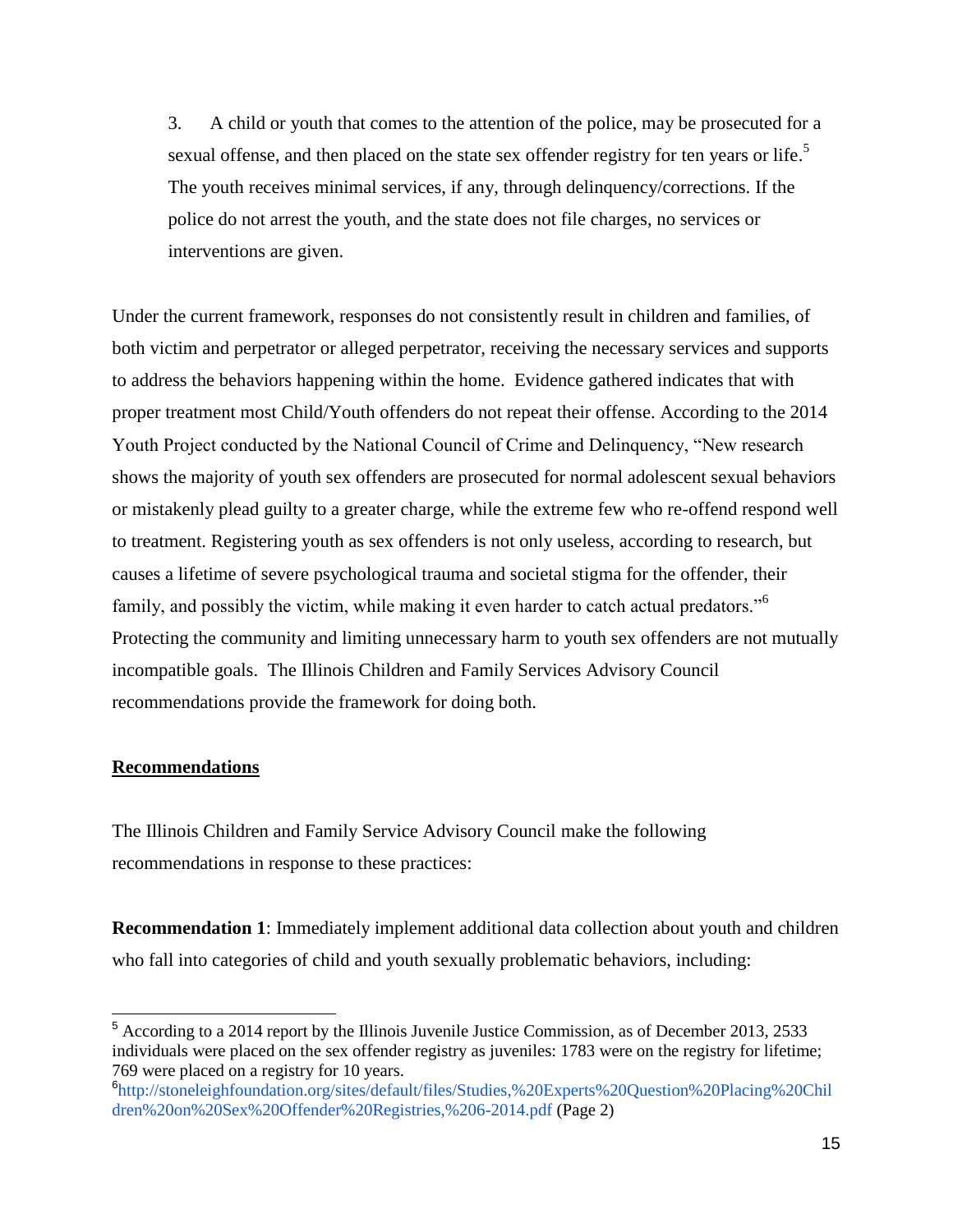3. A child or youth that comes to the attention of the police, may be prosecuted for a sexual offense, and then placed on the state sex offender registry for ten years or life.[5] The youth receives minimal services, if any, through delinquency/corrections. If the police do not arrest the youth, and the state does not file charges, no services or interventions are given.

Under the current framework, responses do not consistently result in children and families, of both victim and perpetrator or alleged perpetrator, receiving the necessary services and supports to address the behaviors happening within the home. Evidence gathered indicates that with proper treatment most Child/Youth offenders do not repeat their offense. According to the 2014 Youth Project conducted by the National Council of Crime and Delinquency, "New research shows the majority of youth sex offenders are prosecuted for normal adolescent sexual behaviors or mistakenly plead guilty to a greater charge, while the extreme few who re-offend respond well to treatment. Registering youth as sex offenders is not only useless, according to research, but causes a lifetime of severe psychological trauma and societal stigma for the offender, their family, and possibly the victim, while making it even harder to catch actual predators."[6] Protecting the community and limiting unnecessary harm to youth sex offenders are not mutually incompatible goals. The Illinois Children and Family Services Advisory Council recommendations provide the framework for doing both.

## Recommendations

The Illinois Children and Family Service Advisory Council make the following recommendations in response to these practices:

**Recommendation 1**: Immediately implement additional data collection about youth and children who fall into categories of child and youth sexually problematic behaviors, including:

---

[5] According to a 2014 report by the Illinois Juvenile Justice Commission, as of December 2013, 2533 individuals were placed on the sex offender registry as juveniles: 1783 were on the registry for lifetime; 769 were placed on a registry for 10 years.

[6] http://stoneleighfoundation.org/sites/default/files/Studies,%20Experts%20Question%20Placing%20Children%20on%20Sex%20Offender%20Registries,%206-2014.pdf (Page 2)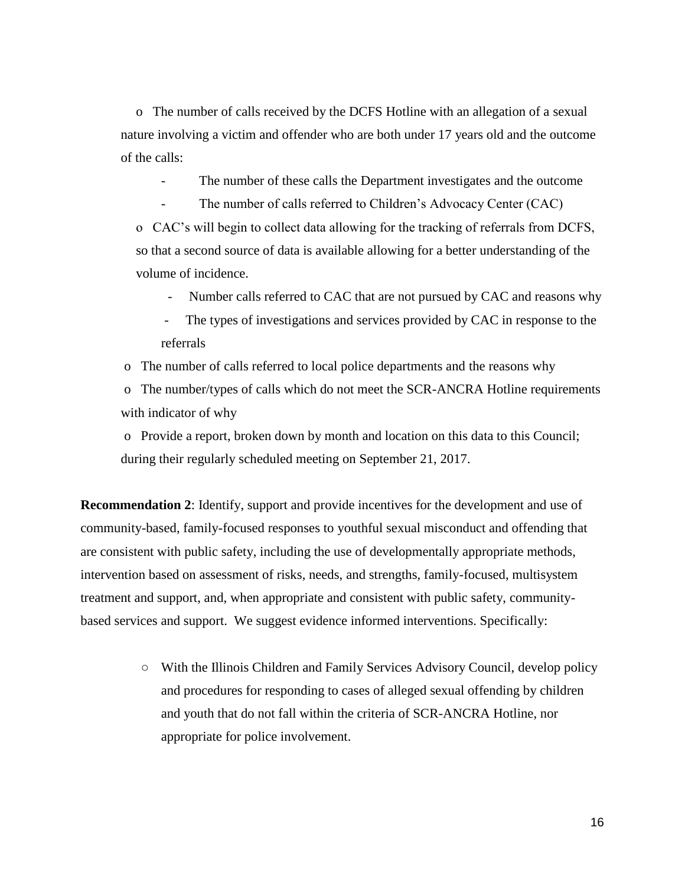- The number of calls received by the DCFS Hotline with an allegation of a sexual nature involving a victim and offender who are both under 17 years old and the outcome of the calls:
  - The number of these calls the Department investigates and the outcome
  - The number of calls referred to Children's Advocacy Center (CAC)
- CAC's will begin to collect data allowing for the tracking of referrals from DCFS, so that a second source of data is available allowing for a better understanding of the volume of incidence.
  - Number calls referred to CAC that are not pursued by CAC and reasons why
  - The types of investigations and services provided by CAC in response to the referrals
- The number of calls referred to local police departments and the reasons why
- The number/types of calls which do not meet the SCR-ANCRA Hotline requirements with indicator of why
- Provide a report, broken down by month and location on this data to this Council; during their regularly scheduled meeting on September 21, 2017.

**Recommendation 2**: Identify, support and provide incentives for the development and use of community-based, family-focused responses to youthful sexual misconduct and offending that are consistent with public safety, including the use of developmentally appropriate methods, intervention based on assessment of risks, needs, and strengths, family-focused, multisystem treatment and support, and, when appropriate and consistent with public safety, community-based services and support. We suggest evidence informed interventions. Specifically:

- With the Illinois Children and Family Services Advisory Council, develop policy and procedures for responding to cases of alleged sexual offending by children and youth that do not fall within the criteria of SCR-ANCRA Hotline, nor appropriate for police involvement.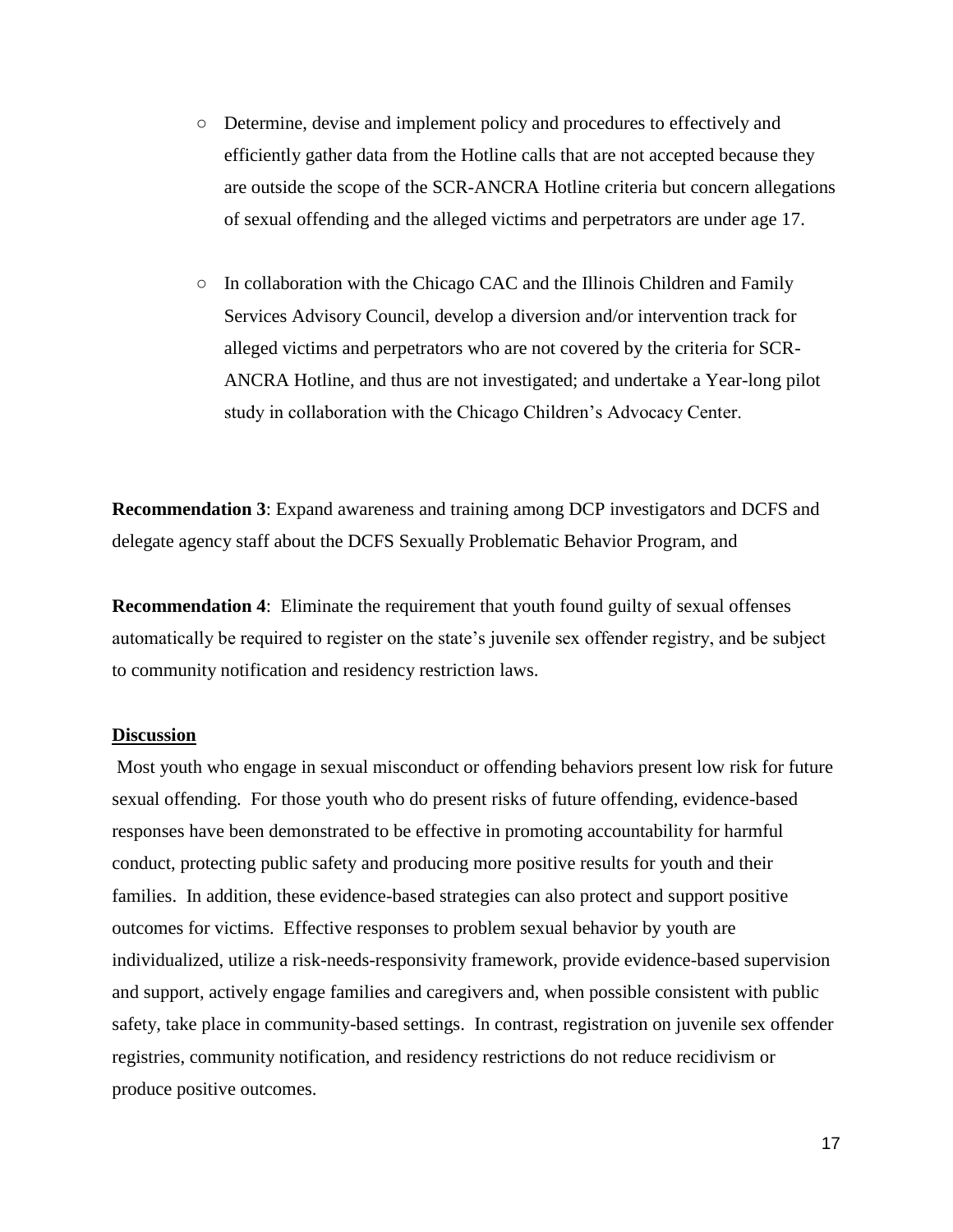- Determine, devise and implement policy and procedures to effectively and efficiently gather data from the Hotline calls that are not accepted because they are outside the scope of the SCR-ANCRA Hotline criteria but concern allegations of sexual offending and the alleged victims and perpetrators are under age 17.

- In collaboration with the Chicago CAC and the Illinois Children and Family Services Advisory Council, develop a diversion and/or intervention track for alleged victims and perpetrators who are not covered by the criteria for SCR-ANCRA Hotline, and thus are not investigated; and undertake a Year-long pilot study in collaboration with the Chicago Children's Advocacy Center.

**Recommendation 3**: Expand awareness and training among DCP investigators and DCFS and delegate agency staff about the DCFS Sexually Problematic Behavior Program, and

**Recommendation 4**: Eliminate the requirement that youth found guilty of sexual offenses automatically be required to register on the state's juvenile sex offender registry, and be subject to community notification and residency restriction laws.

**Discussion**

Most youth who engage in sexual misconduct or offending behaviors present low risk for future sexual offending. For those youth who do present risks of future offending, evidence-based responses have been demonstrated to be effective in promoting accountability for harmful conduct, protecting public safety and producing more positive results for youth and their families. In addition, these evidence-based strategies can also protect and support positive outcomes for victims. Effective responses to problem sexual behavior by youth are individualized, utilize a risk-needs-responsivity framework, provide evidence-based supervision and support, actively engage families and caregivers and, when possible consistent with public safety, take place in community-based settings. In contrast, registration on juvenile sex offender registries, community notification, and residency restrictions do not reduce recidivism or produce positive outcomes.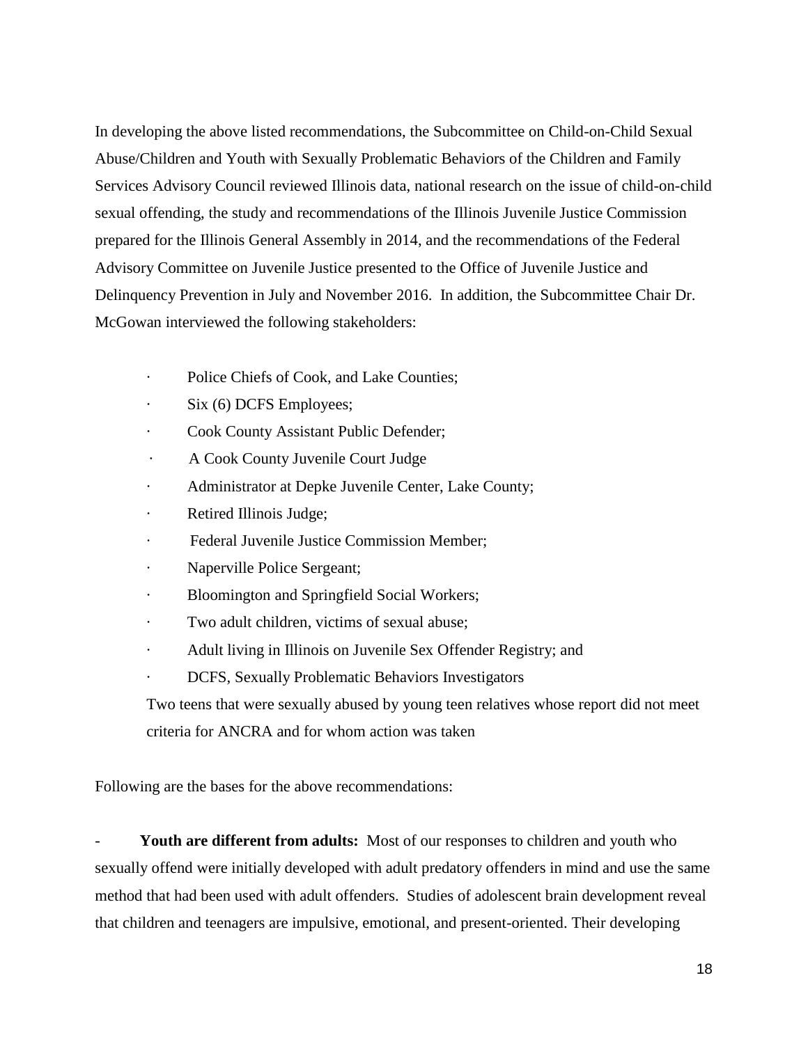In developing the above listed recommendations, the Subcommittee on Child-on-Child Sexual Abuse/Children and Youth with Sexually Problematic Behaviors of the Children and Family Services Advisory Council reviewed Illinois data, national research on the issue of child-on-child sexual offending, the study and recommendations of the Illinois Juvenile Justice Commission prepared for the Illinois General Assembly in 2014, and the recommendations of the Federal Advisory Committee on Juvenile Justice presented to the Office of Juvenile Justice and Delinquency Prevention in July and November 2016. In addition, the Subcommittee Chair Dr. McGowan interviewed the following stakeholders:

- Police Chiefs of Cook, and Lake Counties;
- Six (6) DCFS Employees;
- Cook County Assistant Public Defender;
- A Cook County Juvenile Court Judge
- Administrator at Depke Juvenile Center, Lake County;
- Retired Illinois Judge;
- Federal Juvenile Justice Commission Member;
- Naperville Police Sergeant;
- Bloomington and Springfield Social Workers;
- Two adult children, victims of sexual abuse;
- Adult living in Illinois on Juvenile Sex Offender Registry; and
- DCFS, Sexually Problematic Behaviors Investigators

  Two teens that were sexually abused by young teen relatives whose report did not meet criteria for ANCRA and for whom action was taken

Following are the bases for the above recommendations:

- **Youth are different from adults:** Most of our responses to children and youth who sexually offend were initially developed with adult predatory offenders in mind and use the same method that had been used with adult offenders. Studies of adolescent brain development reveal that children and teenagers are impulsive, emotional, and present-oriented. Their developing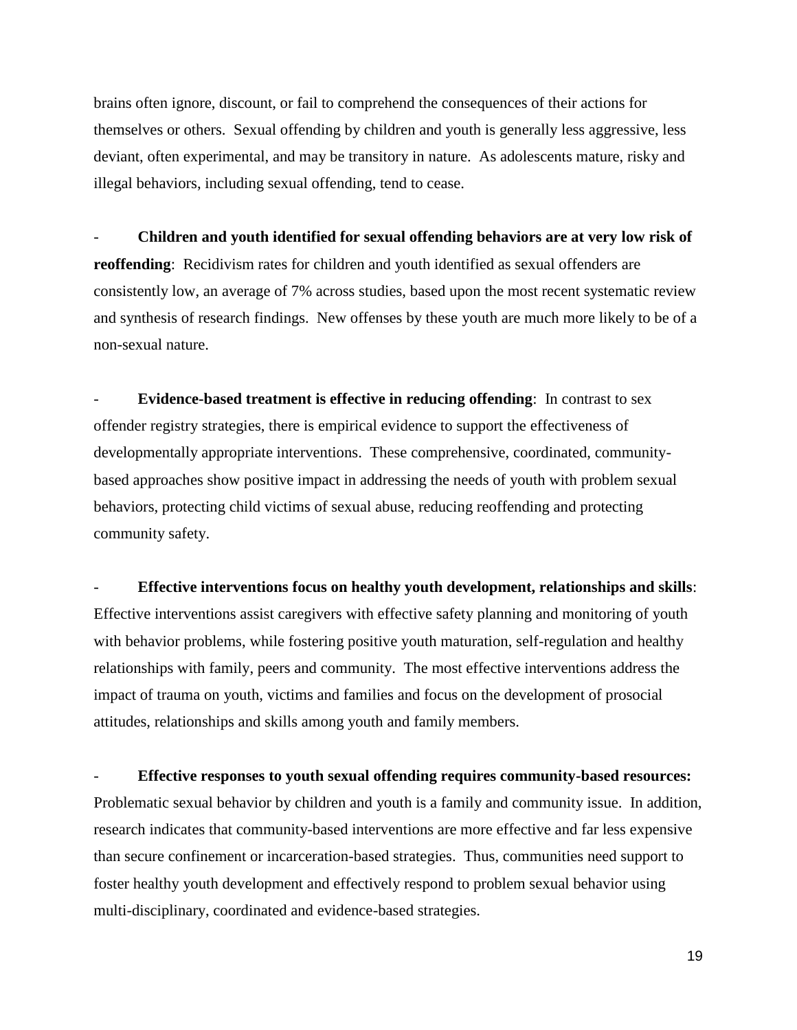brains often ignore, discount, or fail to comprehend the consequences of their actions for themselves or others. Sexual offending by children and youth is generally less aggressive, less deviant, often experimental, and may be transitory in nature. As adolescents mature, risky and illegal behaviors, including sexual offending, tend to cease.

- **Children and youth identified for sexual offending behaviors are at very low risk of reoffending**: Recidivism rates for children and youth identified as sexual offenders are consistently low, an average of 7% across studies, based upon the most recent systematic review and synthesis of research findings. New offenses by these youth are much more likely to be of a non-sexual nature.

- **Evidence-based treatment is effective in reducing offending**: In contrast to sex offender registry strategies, there is empirical evidence to support the effectiveness of developmentally appropriate interventions. These comprehensive, coordinated, community-based approaches show positive impact in addressing the needs of youth with problem sexual behaviors, protecting child victims of sexual abuse, reducing reoffending and protecting community safety.

- **Effective interventions focus on healthy youth development, relationships and skills**: Effective interventions assist caregivers with effective safety planning and monitoring of youth with behavior problems, while fostering positive youth maturation, self-regulation and healthy relationships with family, peers and community. The most effective interventions address the impact of trauma on youth, victims and families and focus on the development of prosocial attitudes, relationships and skills among youth and family members.

- **Effective responses to youth sexual offending requires community-based resources:** Problematic sexual behavior by children and youth is a family and community issue. In addition, research indicates that community-based interventions are more effective and far less expensive than secure confinement or incarceration-based strategies. Thus, communities need support to foster healthy youth development and effectively respond to problem sexual behavior using multi-disciplinary, coordinated and evidence-based strategies.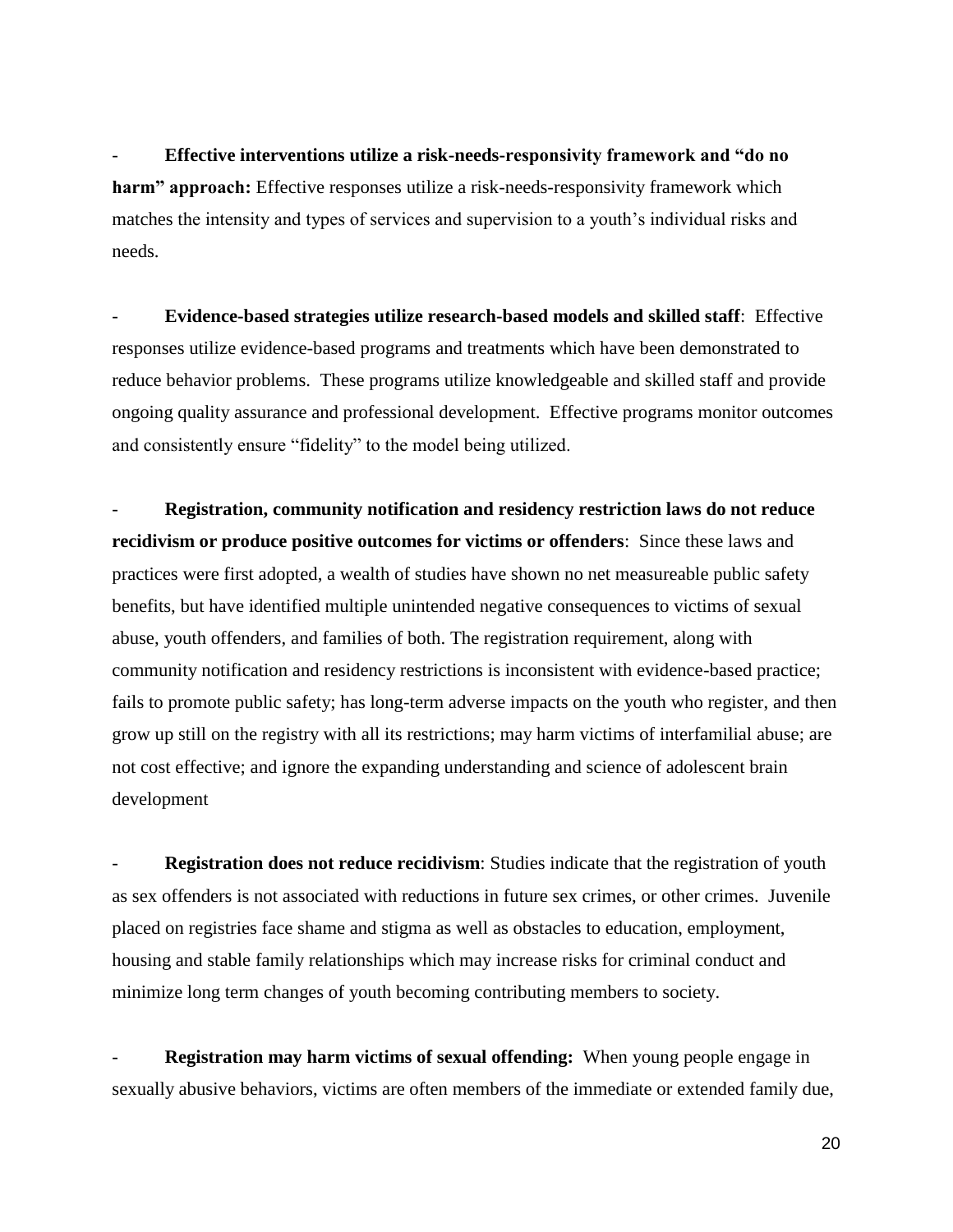- **Effective interventions utilize a risk-needs-responsivity framework and "do no harm" approach:** Effective responses utilize a risk-needs-responsivity framework which matches the intensity and types of services and supervision to a youth's individual risks and needs.

- **Evidence-based strategies utilize research-based models and skilled staff**: Effective responses utilize evidence-based programs and treatments which have been demonstrated to reduce behavior problems. These programs utilize knowledgeable and skilled staff and provide ongoing quality assurance and professional development. Effective programs monitor outcomes and consistently ensure "fidelity" to the model being utilized.

- **Registration, community notification and residency restriction laws do not reduce recidivism or produce positive outcomes for victims or offenders**: Since these laws and practices were first adopted, a wealth of studies have shown no net measureable public safety benefits, but have identified multiple unintended negative consequences to victims of sexual abuse, youth offenders, and families of both. The registration requirement, along with community notification and residency restrictions is inconsistent with evidence-based practice; fails to promote public safety; has long-term adverse impacts on the youth who register, and then grow up still on the registry with all its restrictions; may harm victims of interfamilial abuse; are not cost effective; and ignore the expanding understanding and science of adolescent brain development

- **Registration does not reduce recidivism**: Studies indicate that the registration of youth as sex offenders is not associated with reductions in future sex crimes, or other crimes. Juvenile placed on registries face shame and stigma as well as obstacles to education, employment, housing and stable family relationships which may increase risks for criminal conduct and minimize long term changes of youth becoming contributing members to society.

- **Registration may harm victims of sexual offending:** When young people engage in sexually abusive behaviors, victims are often members of the immediate or extended family due,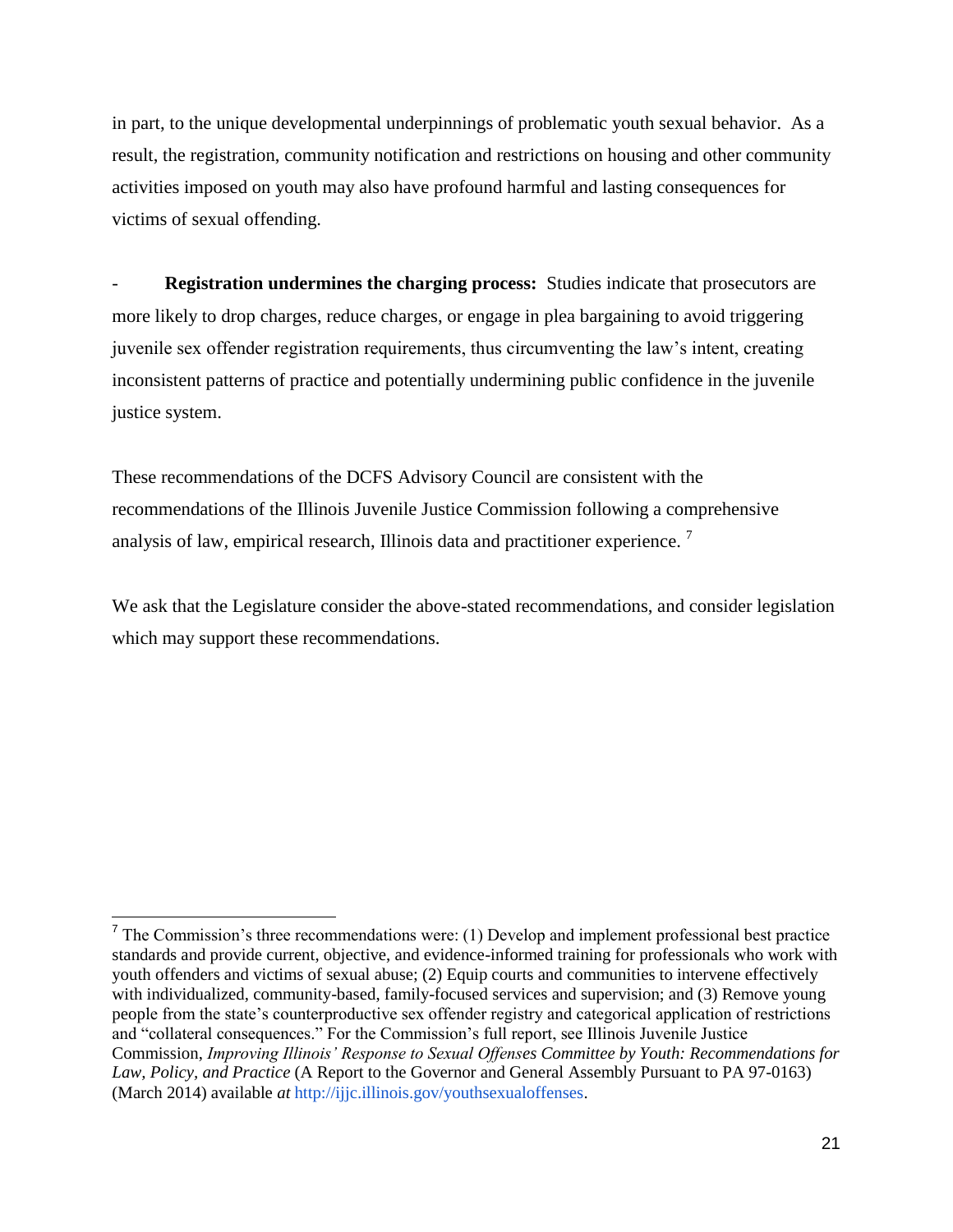in part, to the unique developmental underpinnings of problematic youth sexual behavior. As a result, the registration, community notification and restrictions on housing and other community activities imposed on youth may also have profound harmful and lasting consequences for victims of sexual offending.

- **Registration undermines the charging process:** Studies indicate that prosecutors are more likely to drop charges, reduce charges, or engage in plea bargaining to avoid triggering juvenile sex offender registration requirements, thus circumventing the law's intent, creating inconsistent patterns of practice and potentially undermining public confidence in the juvenile justice system.

These recommendations of the DCFS Advisory Council are consistent with the recommendations of the Illinois Juvenile Justice Commission following a comprehensive analysis of law, empirical research, Illinois data and practitioner experience. [7]

We ask that the Legislature consider the above-stated recommendations, and consider legislation which may support these recommendations.

---

[7] The Commission's three recommendations were: (1) Develop and implement professional best practice standards and provide current, objective, and evidence-informed training for professionals who work with youth offenders and victims of sexual abuse; (2) Equip courts and communities to intervene effectively with individualized, community-based, family-focused services and supervision; and (3) Remove young people from the state's counterproductive sex offender registry and categorical application of restrictions and "collateral consequences." For the Commission's full report, see Illinois Juvenile Justice Commission, *Improving Illinois' Response to Sexual Offenses Committee by Youth: Recommendations for Law, Policy, and Practice* (A Report to the Governor and General Assembly Pursuant to PA 97-0163) (March 2014) available *at* http://ijjc.illinois.gov/youthsexualoffenses.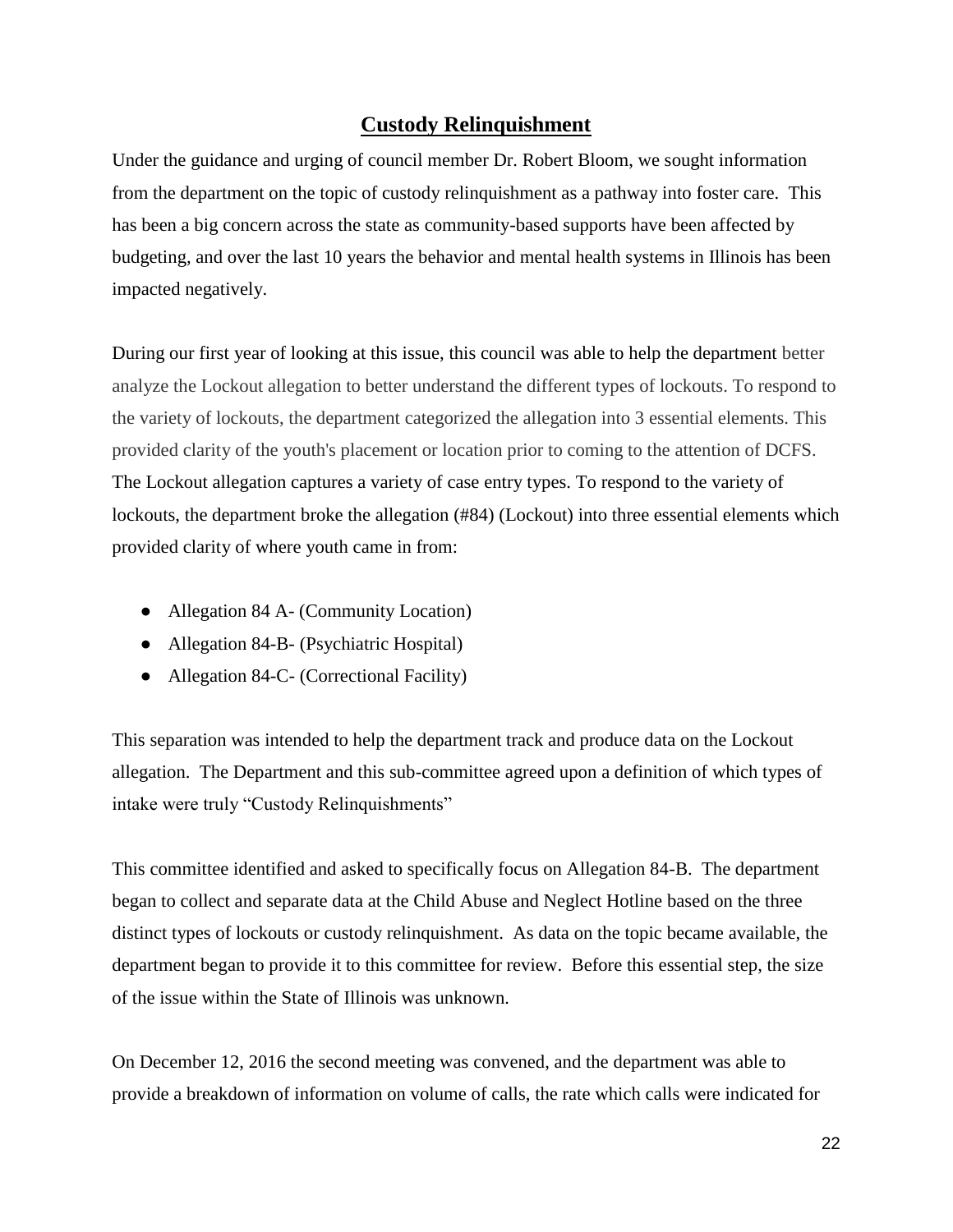## Custody Relinquishment

Under the guidance and urging of council member Dr. Robert Bloom, we sought information from the department on the topic of custody relinquishment as a pathway into foster care. This has been a big concern across the state as community-based supports have been affected by budgeting, and over the last 10 years the behavior and mental health systems in Illinois has been impacted negatively.

During our first year of looking at this issue, this council was able to help the department better analyze the Lockout allegation to better understand the different types of lockouts. To respond to the variety of lockouts, the department categorized the allegation into 3 essential elements. This provided clarity of the youth's placement or location prior to coming to the attention of DCFS. The Lockout allegation captures a variety of case entry types. To respond to the variety of lockouts, the department broke the allegation (#84) (Lockout) into three essential elements which provided clarity of where youth came in from:

- Allegation 84 A- (Community Location)
- Allegation 84-B- (Psychiatric Hospital)
- Allegation 84-C- (Correctional Facility)

This separation was intended to help the department track and produce data on the Lockout allegation. The Department and this sub-committee agreed upon a definition of which types of intake were truly "Custody Relinquishments"

This committee identified and asked to specifically focus on Allegation 84-B. The department began to collect and separate data at the Child Abuse and Neglect Hotline based on the three distinct types of lockouts or custody relinquishment. As data on the topic became available, the department began to provide it to this committee for review. Before this essential step, the size of the issue within the State of Illinois was unknown.

On December 12, 2016 the second meeting was convened, and the department was able to provide a breakdown of information on volume of calls, the rate which calls were indicated for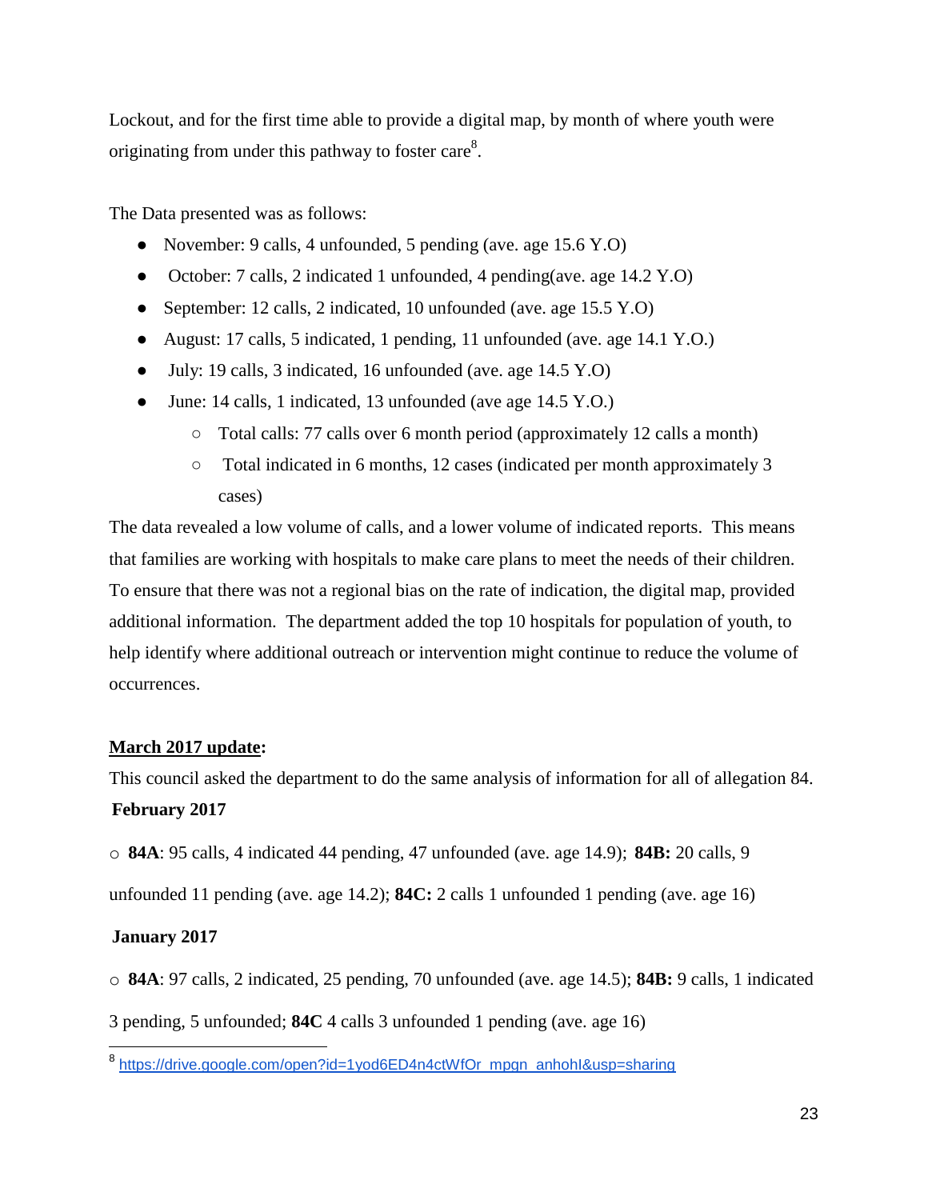Lockout, and for the first time able to provide a digital map, by month of where youth were originating from under this pathway to foster care[8].

The Data presented was as follows:

- November: 9 calls, 4 unfounded, 5 pending (ave. age 15.6 Y.O)
- October: 7 calls, 2 indicated 1 unfounded, 4 pending(ave. age 14.2 Y.O)
- September: 12 calls, 2 indicated, 10 unfounded (ave. age 15.5 Y.O)
- August: 17 calls, 5 indicated, 1 pending, 11 unfounded (ave. age 14.1 Y.O.)
- July: 19 calls, 3 indicated, 16 unfounded (ave. age 14.5 Y.O)
- June: 14 calls, 1 indicated, 13 unfounded (ave age 14.5 Y.O.)
    - Total calls: 77 calls over 6 month period (approximately 12 calls a month)
    - Total indicated in 6 months, 12 cases (indicated per month approximately 3 cases)

The data revealed a low volume of calls, and a lower volume of indicated reports. This means that families are working with hospitals to make care plans to meet the needs of their children. To ensure that there was not a regional bias on the rate of indication, the digital map, provided additional information. The department added the top 10 hospitals for population of youth, to help identify where additional outreach or intervention might continue to reduce the volume of occurrences.

**<u>March 2017 update</u>:**

This council asked the department to do the same analysis of information for all of allegation 84.

**February 2017**

○ **84A**: 95 calls, 4 indicated 44 pending, 47 unfounded (ave. age 14.9); **84B:** 20 calls, 9 unfounded 11 pending (ave. age 14.2); **84C:** 2 calls 1 unfounded 1 pending (ave. age 16)

**January 2017**

○ **84A**: 97 calls, 2 indicated, 25 pending, 70 unfounded (ave. age 14.5); **84B:** 9 calls, 1 indicated 3 pending, 5 unfounded; **84C** 4 calls 3 unfounded 1 pending (ave. age 16)

---

[8] https://drive.google.com/open?id=1yod6ED4n4ctWfOr_mpgn_anhohl&usp=sharing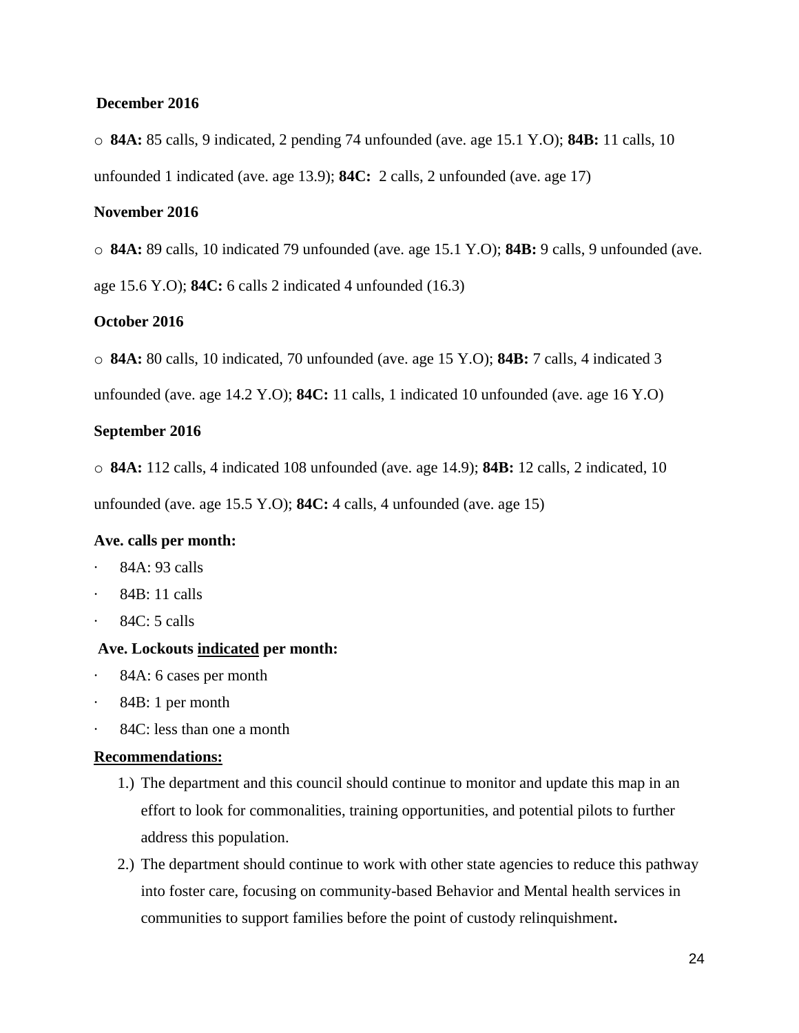**December 2016**

- **84A:** 85 calls, 9 indicated, 2 pending 74 unfounded (ave. age 15.1 Y.O); **84B:** 11 calls, 10 unfounded 1 indicated (ave. age 13.9); **84C:** 2 calls, 2 unfounded (ave. age 17)

**November 2016**

- **84A:** 89 calls, 10 indicated 79 unfounded (ave. age 15.1 Y.O); **84B:** 9 calls, 9 unfounded (ave. age 15.6 Y.O); **84C:** 6 calls 2 indicated 4 unfounded (16.3)

**October 2016**

- **84A:** 80 calls, 10 indicated, 70 unfounded (ave. age 15 Y.O); **84B:** 7 calls, 4 indicated 3 unfounded (ave. age 14.2 Y.O); **84C:** 11 calls, 1 indicated 10 unfounded (ave. age 16 Y.O)

**September 2016**

- **84A:** 112 calls, 4 indicated 108 unfounded (ave. age 14.9); **84B:** 12 calls, 2 indicated, 10 unfounded (ave. age 15.5 Y.O); **84C:** 4 calls, 4 unfounded (ave. age 15)

**Ave. calls per month:**

- 84A: 93 calls
- 84B: 11 calls
- 84C: 5 calls

**Ave. Lockouts <u>indicated</u> per month:**

- 84A: 6 cases per month
- 84B: 1 per month
- 84C: less than one a month

**<u>Recommendations:</u>**

1.) The department and this council should continue to monitor and update this map in an effort to look for commonalities, training opportunities, and potential pilots to further address this population.

2.) The department should continue to work with other state agencies to reduce this pathway into foster care, focusing on community-based Behavior and Mental health services in communities to support families before the point of custody relinquishment**.**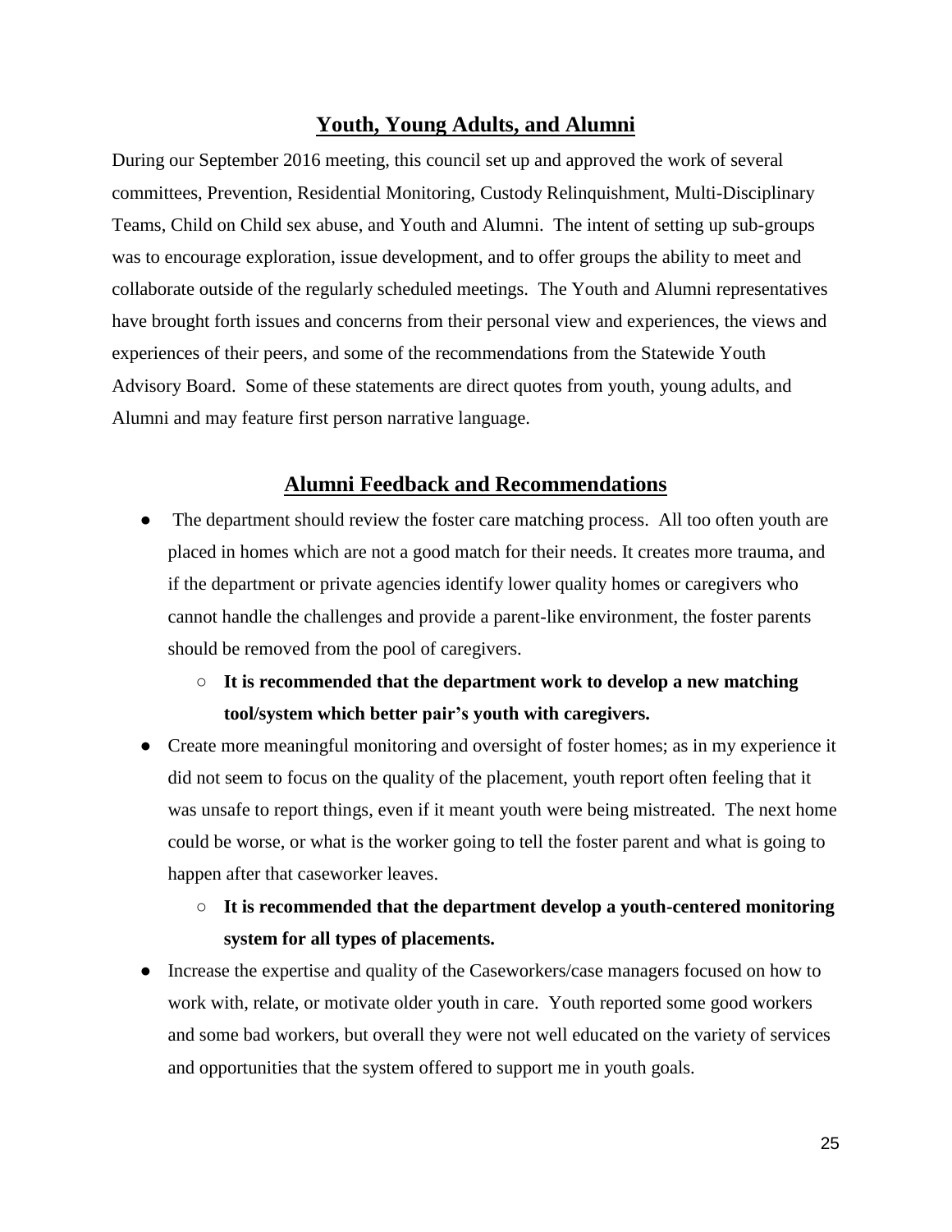## Youth, Young Adults, and Alumni

During our September 2016 meeting, this council set up and approved the work of several committees, Prevention, Residential Monitoring, Custody Relinquishment, Multi-Disciplinary Teams, Child on Child sex abuse, and Youth and Alumni. The intent of setting up sub-groups was to encourage exploration, issue development, and to offer groups the ability to meet and collaborate outside of the regularly scheduled meetings. The Youth and Alumni representatives have brought forth issues and concerns from their personal view and experiences, the views and experiences of their peers, and some of the recommendations from the Statewide Youth Advisory Board. Some of these statements are direct quotes from youth, young adults, and Alumni and may feature first person narrative language.

## Alumni Feedback and Recommendations

- The department should review the foster care matching process. All too often youth are placed in homes which are not a good match for their needs. It creates more trauma, and if the department or private agencies identify lower quality homes or caregivers who cannot handle the challenges and provide a parent-like environment, the foster parents should be removed from the pool of caregivers.
    - **It is recommended that the department work to develop a new matching tool/system which better pair's youth with caregivers.**
- Create more meaningful monitoring and oversight of foster homes; as in my experience it did not seem to focus on the quality of the placement, youth report often feeling that it was unsafe to report things, even if it meant youth were being mistreated. The next home could be worse, or what is the worker going to tell the foster parent and what is going to happen after that caseworker leaves.
    - **It is recommended that the department develop a youth-centered monitoring system for all types of placements.**
- Increase the expertise and quality of the Caseworkers/case managers focused on how to work with, relate, or motivate older youth in care. Youth reported some good workers and some bad workers, but overall they were not well educated on the variety of services and opportunities that the system offered to support me in youth goals.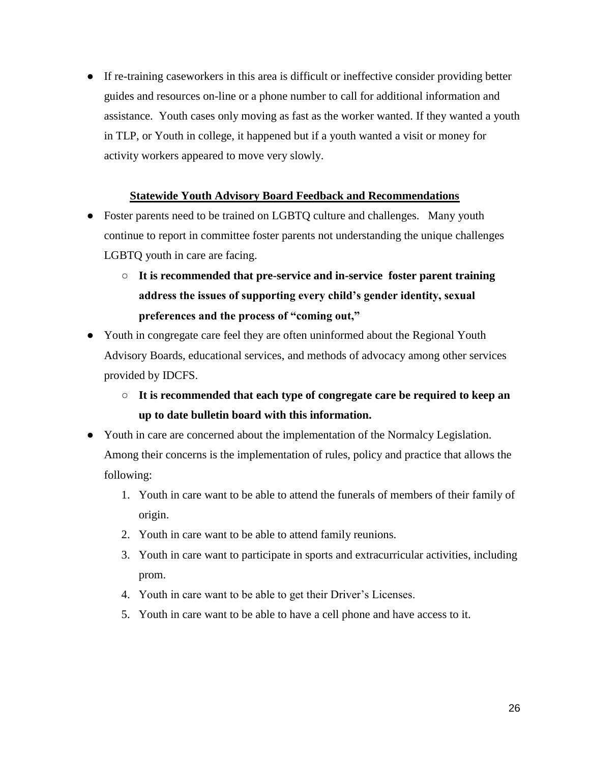- If re-training caseworkers in this area is difficult or ineffective consider providing better guides and resources on-line or a phone number to call for additional information and assistance. Youth cases only moving as fast as the worker wanted. If they wanted a youth in TLP, or Youth in college, it happened but if a youth wanted a visit or money for activity workers appeared to move very slowly.

**<u>Statewide Youth Advisory Board Feedback and Recommendations</u>**

- Foster parents need to be trained on LGBTQ culture and challenges. Many youth continue to report in committee foster parents not understanding the unique challenges LGBTQ youth in care are facing.
  - **It is recommended that pre-service and in-service foster parent training address the issues of supporting every child's gender identity, sexual preferences and the process of "coming out,"**
- Youth in congregate care feel they are often uninformed about the Regional Youth Advisory Boards, educational services, and methods of advocacy among other services provided by IDCFS.
  - **It is recommended that each type of congregate care be required to keep an up to date bulletin board with this information.**
- Youth in care are concerned about the implementation of the Normalcy Legislation. Among their concerns is the implementation of rules, policy and practice that allows the following:
  1. Youth in care want to be able to attend the funerals of members of their family of origin.
  2. Youth in care want to be able to attend family reunions.
  3. Youth in care want to participate in sports and extracurricular activities, including prom.
  4. Youth in care want to be able to get their Driver's Licenses.
  5. Youth in care want to be able to have a cell phone and have access to it.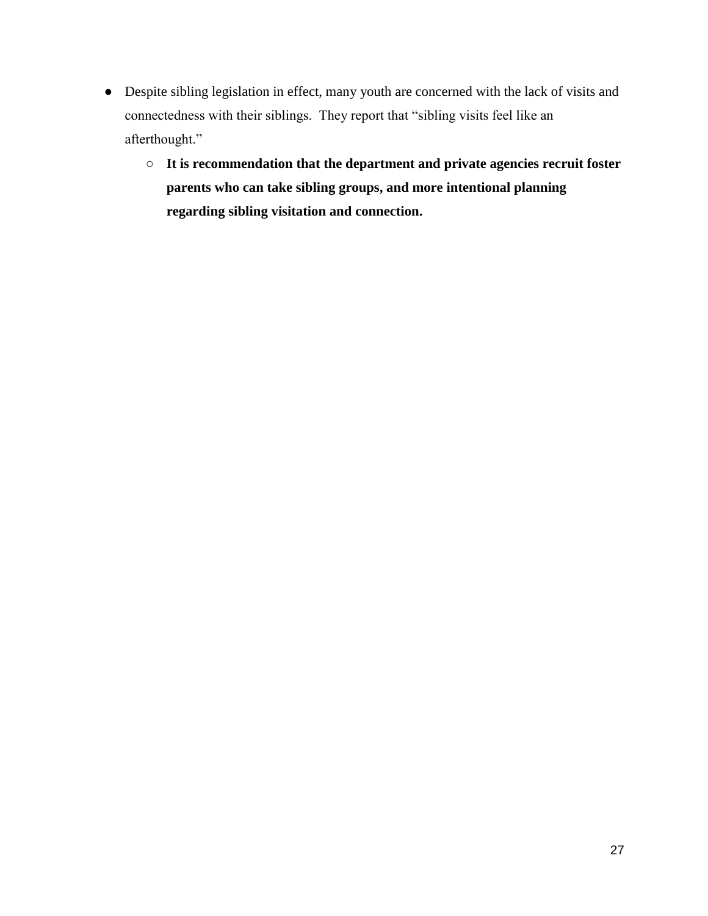- Despite sibling legislation in effect, many youth are concerned with the lack of visits and connectedness with their siblings.  They report that "sibling visits feel like an afterthought."
  - **It is recommendation that the department and private agencies recruit foster parents who can take sibling groups, and more intentional planning regarding sibling visitation and connection.**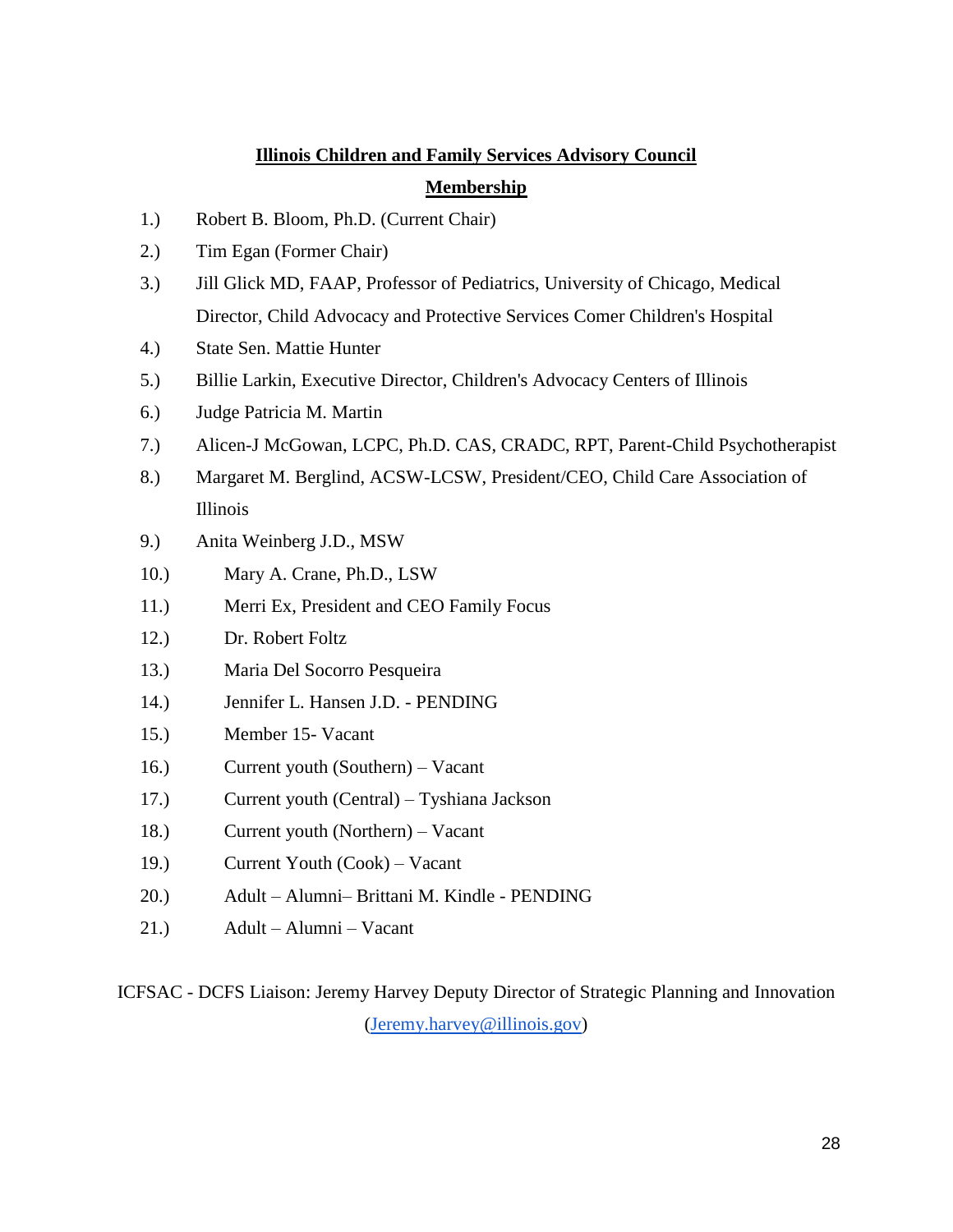## Illinois Children and Family Services Advisory Council

## Membership

1.) Robert B. Bloom, Ph.D. (Current Chair)

2.) Tim Egan (Former Chair)

3.) Jill Glick MD, FAAP, Professor of Pediatrics, University of Chicago, Medical Director, Child Advocacy and Protective Services Comer Children's Hospital

4.) State Sen. Mattie Hunter

5.) Billie Larkin, Executive Director, Children's Advocacy Centers of Illinois

6.) Judge Patricia M. Martin

7.) Alicen-J McGowan, LCPC, Ph.D. CAS, CRADC, RPT, Parent-Child Psychotherapist

8.) Margaret M. Berglind, ACSW-LCSW, President/CEO, Child Care Association of Illinois

9.) Anita Weinberg J.D., MSW

10.) Mary A. Crane, Ph.D., LSW

11.) Merri Ex, President and CEO Family Focus

12.) Dr. Robert Foltz

13.) Maria Del Socorro Pesqueira

14.) Jennifer L. Hansen J.D. - PENDING

15.) Member 15- Vacant

16.) Current youth (Southern) – Vacant

17.) Current youth (Central) – Tyshiana Jackson

18.) Current youth (Northern) – Vacant

19.) Current Youth (Cook) – Vacant

20.) Adult – Alumni– Brittani M. Kindle - PENDING

21.) Adult – Alumni – Vacant

ICFSAC - DCFS Liaison: Jeremy Harvey Deputy Director of Strategic Planning and Innovation (Jeremy.harvey@illinois.gov)